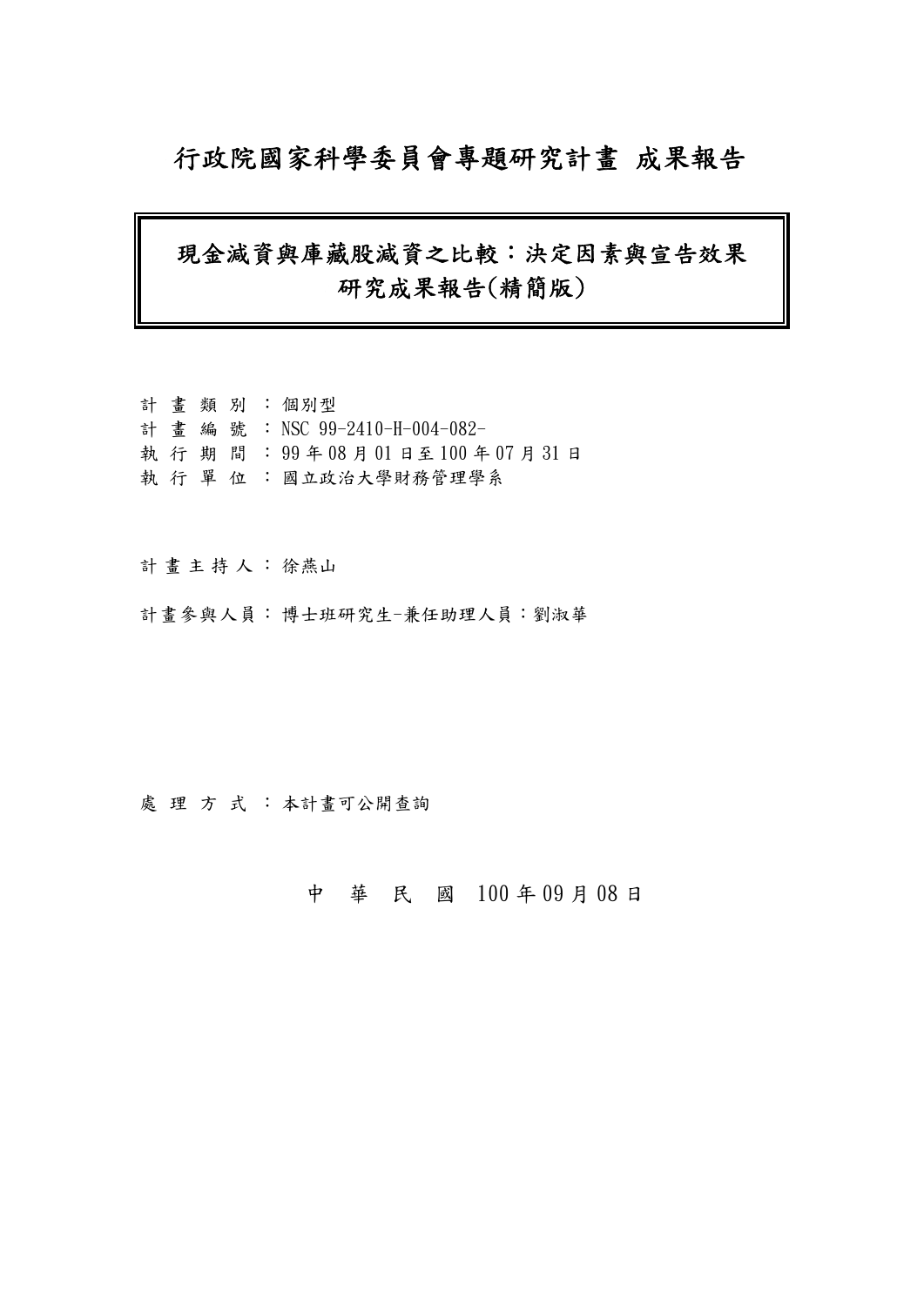# 行政院國家科學委員會專題研究計畫 成果報告

## 現金減資與庫藏股減資之比較：決定因素與宣告效果 研究成果報告(精簡版)

計 畫 類 別 ：個別型
計 畫 編 號 ：NSC 99-2410-H-004-082-
執 行 期 間 ：99 年 08 月 01 日至 100 年 07 月 31 日
執 行 單 位 ：國立政治大學財務管理學系

計 畫 主 持 人 ：徐燕山

計畫參與人員：博士班研究生-兼任助理人員：劉淑華

處 理 方 式 ：本計畫可公開查詢

中 華 民 國 100 年 09 月 08 日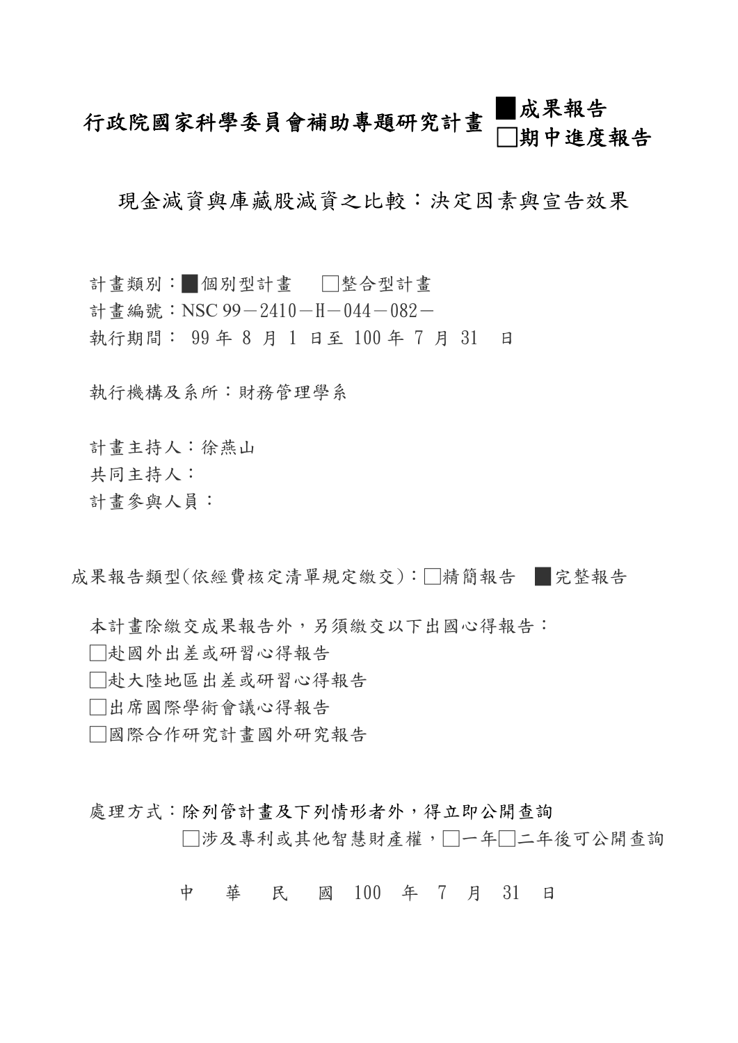# 行政院國家科學委員會補助專題研究計畫 ■成果報告 □期中進度報告

## 現金減資與庫藏股減資之比較：決定因素與宣告效果

計畫類別：■個別型計畫　□整合型計畫

計畫編號：NSC 99－2410－H－044－082－

執行期間： 99 年 8 月 1 日至 100 年 7 月 31 日

執行機構及系所：財務管理學系

計畫主持人：徐燕山

共同主持人：

計畫參與人員：

成果報告類型(依經費核定清單規定繳交)：□精簡報告　■完整報告

本計畫除繳交成果報告外，另須繳交以下出國心得報告：

□赴國外出差或研習心得報告

□赴大陸地區出差或研習心得報告

□出席國際學術會議心得報告

□國際合作研究計畫國外研究報告

處理方式：除列管計畫及下列情形者外，得立即公開查詢

□涉及專利或其他智慧財產權，□一年□二年後可公開查詢

中　華　民　國 100 年 7 月 31 日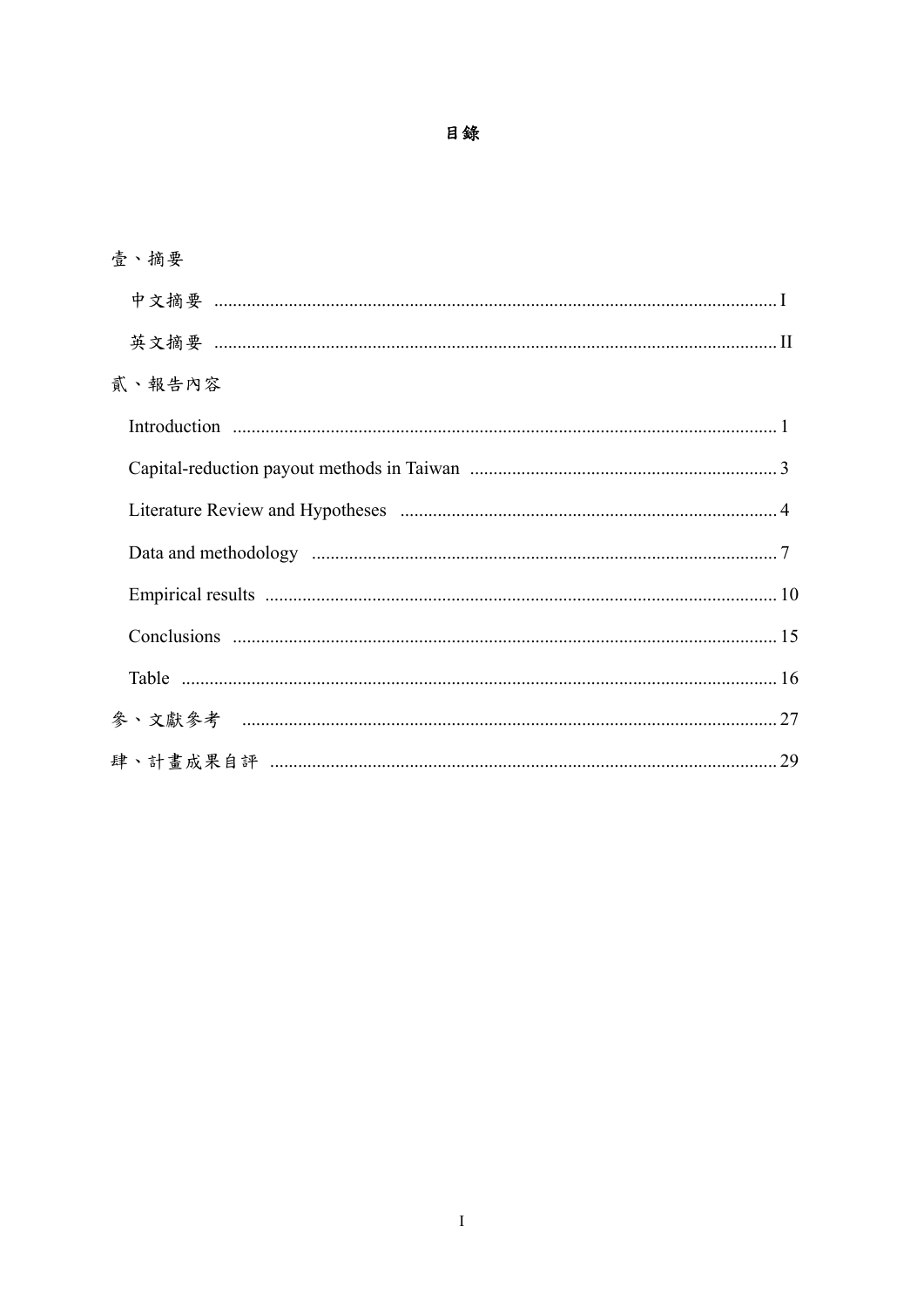# 目錄

壹、摘要

- 中文摘要 ........................................................................................................ I
- 英文摘要 ........................................................................................................ II

貳、報告內容

- Introduction .................................................................................................... 1
- Capital-reduction payout methods in Taiwan .................................................. 3
- Literature Review and Hypotheses ................................................................. 4
- Data and methodology .................................................................................... 7
- Empirical results ............................................................................................. 10
- Conclusions .................................................................................................... 15
- Table ............................................................................................................... 16

參、文獻參考 .................................................................................................. 27

肆、計畫成果自評 .......................................................................................... 29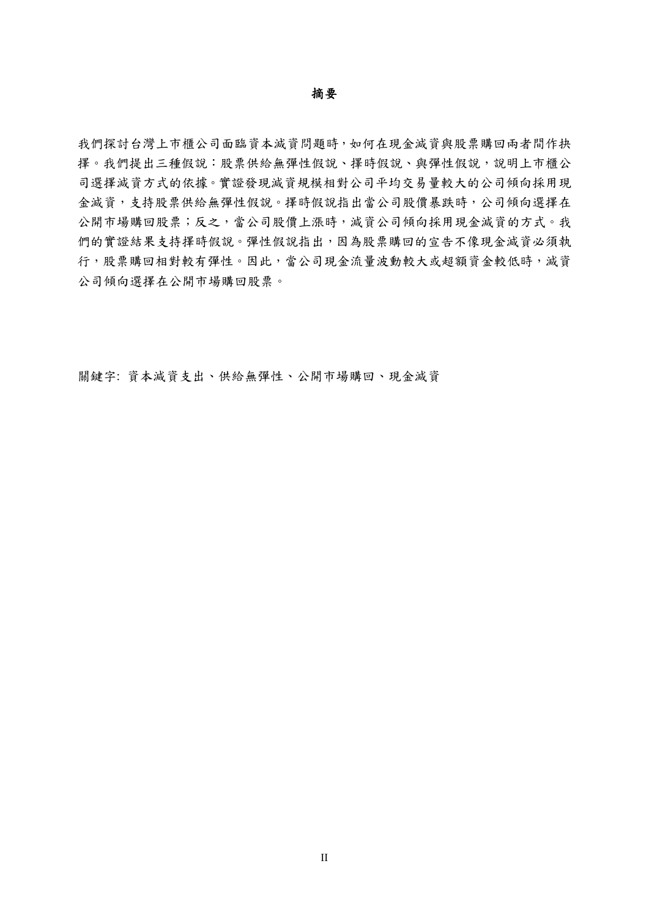# 摘要

我們探討台灣上市櫃公司面臨資本減資問題時，如何在現金減資與股票購回兩者間作抉擇。我們提出三種假說：股票供給無彈性假說、擇時假說、與彈性假說，說明上市櫃公司選擇減資方式的依據。實證發現減資規模相對公司平均交易量較大的公司傾向採用現金減資，支持股票供給無彈性假說。擇時假說指出當公司股價暴跌時，公司傾向選擇在公開市場購回股票；反之，當公司股價上漲時，減資公司傾向採用現金減資的方式。我們的實證結果支持擇時假說。彈性假說指出，因為股票購回的宣告不像現金減資必須執行，股票購回相對較有彈性。因此，當公司現金流量波動較大或超額資金較低時，減資公司傾向選擇在公開市場購回股票。

關鍵字: 資本減資支出、供給無彈性、公開市場購回、現金減資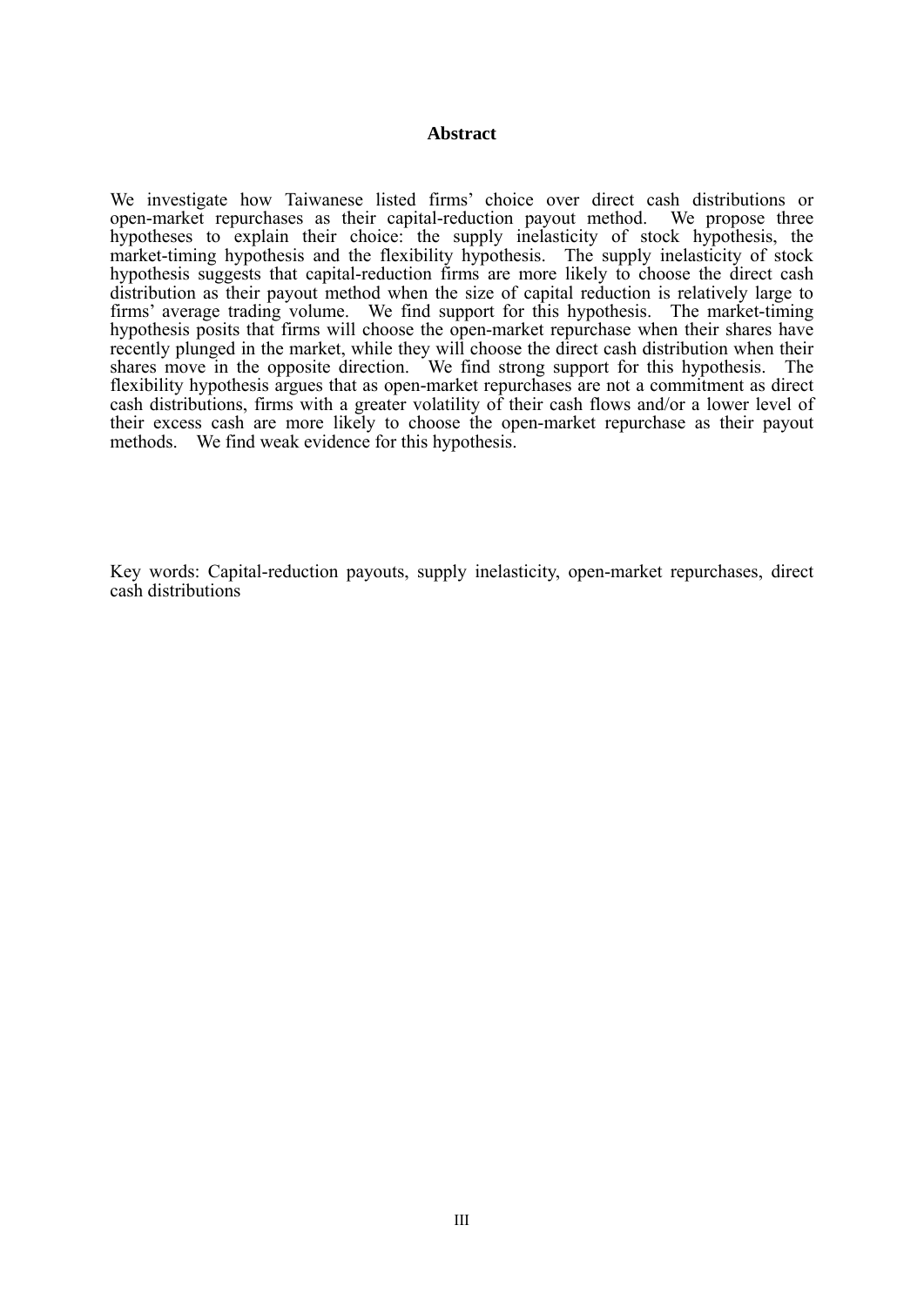## Abstract

We investigate how Taiwanese listed firms' choice over direct cash distributions or open-market repurchases as their capital-reduction payout method. We propose three hypotheses to explain their choice: the supply inelasticity of stock hypothesis, the market-timing hypothesis and the flexibility hypothesis. The supply inelasticity of stock hypothesis suggests that capital-reduction firms are more likely to choose the direct cash distribution as their payout method when the size of capital reduction is relatively large to firms' average trading volume. We find support for this hypothesis. The market-timing hypothesis posits that firms will choose the open-market repurchase when their shares have recently plunged in the market, while they will choose the direct cash distribution when their shares move in the opposite direction. We find strong support for this hypothesis. The flexibility hypothesis argues that as open-market repurchases are not a commitment as direct cash distributions, firms with a greater volatility of their cash flows and/or a lower level of their excess cash are more likely to choose the open-market repurchase as their payout methods. We find weak evidence for this hypothesis.

Key words: Capital-reduction payouts, supply inelasticity, open-market repurchases, direct cash distributions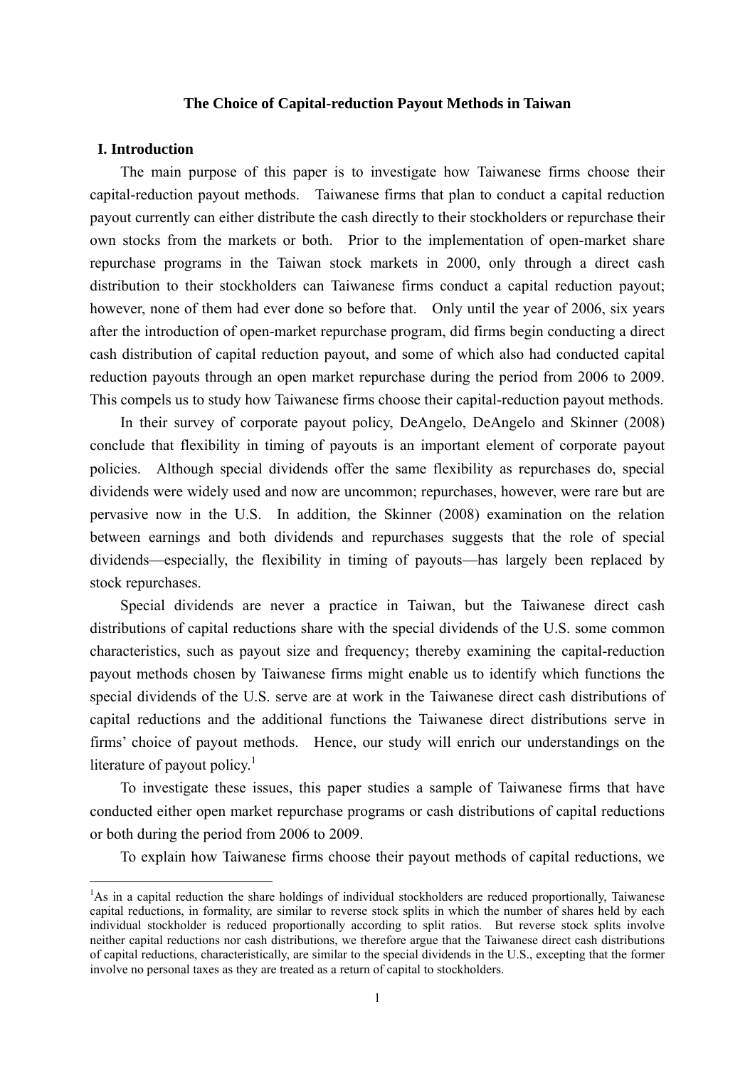**The Choice of Capital-reduction Payout Methods in Taiwan**

## I. Introduction

The main purpose of this paper is to investigate how Taiwanese firms choose their capital-reduction payout methods. Taiwanese firms that plan to conduct a capital reduction payout currently can either distribute the cash directly to their stockholders or repurchase their own stocks from the markets or both. Prior to the implementation of open-market share repurchase programs in the Taiwan stock markets in 2000, only through a direct cash distribution to their stockholders can Taiwanese firms conduct a capital reduction payout; however, none of them had ever done so before that. Only until the year of 2006, six years after the introduction of open-market repurchase program, did firms begin conducting a direct cash distribution of capital reduction payout, and some of which also had conducted capital reduction payouts through an open market repurchase during the period from 2006 to 2009. This compels us to study how Taiwanese firms choose their capital-reduction payout methods.

In their survey of corporate payout policy, DeAngelo, DeAngelo and Skinner (2008) conclude that flexibility in timing of payouts is an important element of corporate payout policies. Although special dividends offer the same flexibility as repurchases do, special dividends were widely used and now are uncommon; repurchases, however, were rare but are pervasive now in the U.S. In addition, the Skinner (2008) examination on the relation between earnings and both dividends and repurchases suggests that the role of special dividends—especially, the flexibility in timing of payouts—has largely been replaced by stock repurchases.

Special dividends are never a practice in Taiwan, but the Taiwanese direct cash distributions of capital reductions share with the special dividends of the U.S. some common characteristics, such as payout size and frequency; thereby examining the capital-reduction payout methods chosen by Taiwanese firms might enable us to identify which functions the special dividends of the U.S. serve are at work in the Taiwanese direct cash distributions of capital reductions and the additional functions the Taiwanese direct distributions serve in firms' choice of payout methods. Hence, our study will enrich our understandings on the literature of payout policy.[1]

To investigate these issues, this paper studies a sample of Taiwanese firms that have conducted either open market repurchase programs or cash distributions of capital reductions or both during the period from 2006 to 2009.

To explain how Taiwanese firms choose their payout methods of capital reductions, we

[1] As in a capital reduction the share holdings of individual stockholders are reduced proportionally, Taiwanese capital reductions, in formality, are similar to reverse stock splits in which the number of shares held by each individual stockholder is reduced proportionally according to split ratios. But reverse stock splits involve neither capital reductions nor cash distributions, we therefore argue that the Taiwanese direct cash distributions of capital reductions, characteristically, are similar to the special dividends in the U.S., excepting that the former involve no personal taxes as they are treated as a return of capital to stockholders.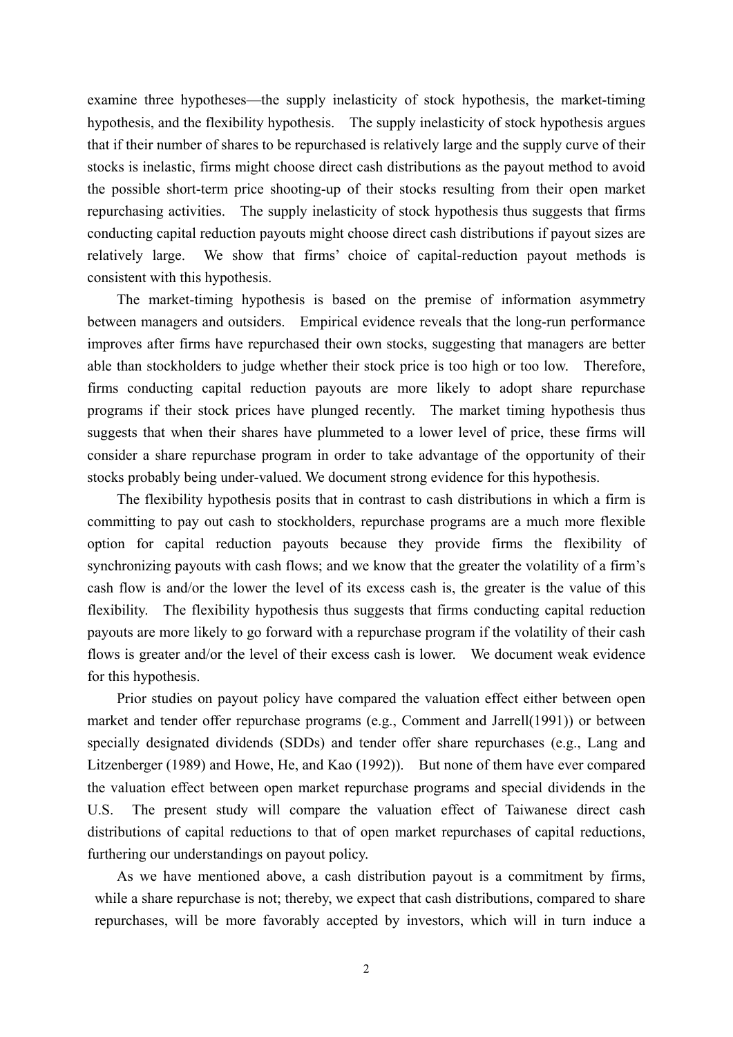examine three hypotheses—the supply inelasticity of stock hypothesis, the market-timing hypothesis, and the flexibility hypothesis. The supply inelasticity of stock hypothesis argues that if their number of shares to be repurchased is relatively large and the supply curve of their stocks is inelastic, firms might choose direct cash distributions as the payout method to avoid the possible short-term price shooting-up of their stocks resulting from their open market repurchasing activities. The supply inelasticity of stock hypothesis thus suggests that firms conducting capital reduction payouts might choose direct cash distributions if payout sizes are relatively large. We show that firms' choice of capital-reduction payout methods is consistent with this hypothesis.

The market-timing hypothesis is based on the premise of information asymmetry between managers and outsiders. Empirical evidence reveals that the long-run performance improves after firms have repurchased their own stocks, suggesting that managers are better able than stockholders to judge whether their stock price is too high or too low. Therefore, firms conducting capital reduction payouts are more likely to adopt share repurchase programs if their stock prices have plunged recently. The market timing hypothesis thus suggests that when their shares have plummeted to a lower level of price, these firms will consider a share repurchase program in order to take advantage of the opportunity of their stocks probably being under-valued. We document strong evidence for this hypothesis.

The flexibility hypothesis posits that in contrast to cash distributions in which a firm is committing to pay out cash to stockholders, repurchase programs are a much more flexible option for capital reduction payouts because they provide firms the flexibility of synchronizing payouts with cash flows; and we know that the greater the volatility of a firm's cash flow is and/or the lower the level of its excess cash is, the greater is the value of this flexibility. The flexibility hypothesis thus suggests that firms conducting capital reduction payouts are more likely to go forward with a repurchase program if the volatility of their cash flows is greater and/or the level of their excess cash is lower. We document weak evidence for this hypothesis.

Prior studies on payout policy have compared the valuation effect either between open market and tender offer repurchase programs (e.g., Comment and Jarrell(1991)) or between specially designated dividends (SDDs) and tender offer share repurchases (e.g., Lang and Litzenberger (1989) and Howe, He, and Kao (1992)). But none of them have ever compared the valuation effect between open market repurchase programs and special dividends in the U.S. The present study will compare the valuation effect of Taiwanese direct cash distributions of capital reductions to that of open market repurchases of capital reductions, furthering our understandings on payout policy.

As we have mentioned above, a cash distribution payout is a commitment by firms, while a share repurchase is not; thereby, we expect that cash distributions, compared to share repurchases, will be more favorably accepted by investors, which will in turn induce a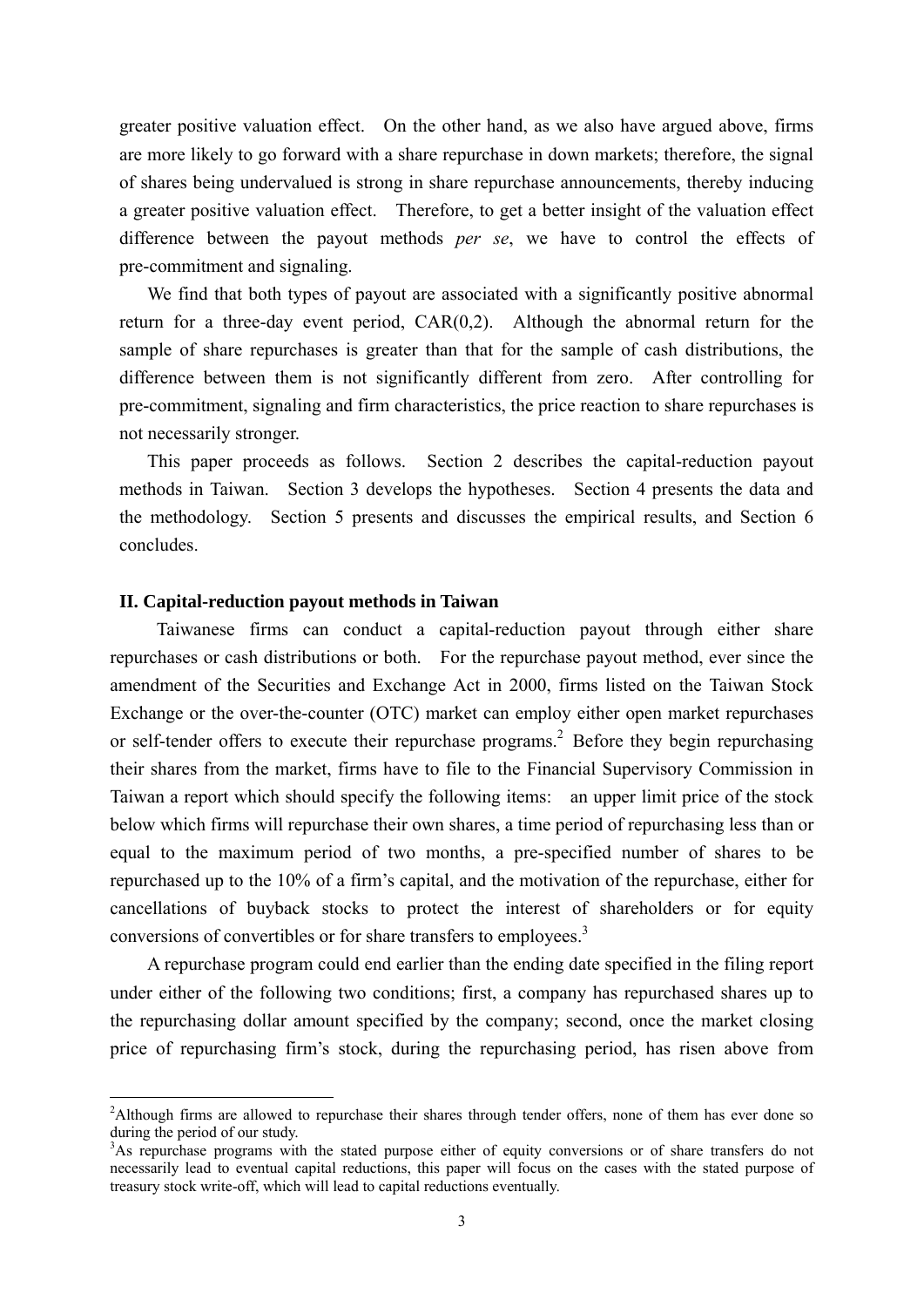greater positive valuation effect. On the other hand, as we also have argued above, firms are more likely to go forward with a share repurchase in down markets; therefore, the signal of shares being undervalued is strong in share repurchase announcements, thereby inducing a greater positive valuation effect. Therefore, to get a better insight of the valuation effect difference between the payout methods *per se*, we have to control the effects of pre-commitment and signaling.

We find that both types of payout are associated with a significantly positive abnormal return for a three-day event period, CAR(0,2). Although the abnormal return for the sample of share repurchases is greater than that for the sample of cash distributions, the difference between them is not significantly different from zero. After controlling for pre-commitment, signaling and firm characteristics, the price reaction to share repurchases is not necessarily stronger.

This paper proceeds as follows. Section 2 describes the capital-reduction payout methods in Taiwan. Section 3 develops the hypotheses. Section 4 presents the data and the methodology. Section 5 presents and discusses the empirical results, and Section 6 concludes.

## II. Capital-reduction payout methods in Taiwan

Taiwanese firms can conduct a capital-reduction payout through either share repurchases or cash distributions or both. For the repurchase payout method, ever since the amendment of the Securities and Exchange Act in 2000, firms listed on the Taiwan Stock Exchange or the over-the-counter (OTC) market can employ either open market repurchases or self-tender offers to execute their repurchase programs.[2] Before they begin repurchasing their shares from the market, firms have to file to the Financial Supervisory Commission in Taiwan a report which should specify the following items: an upper limit price of the stock below which firms will repurchase their own shares, a time period of repurchasing less than or equal to the maximum period of two months, a pre-specified number of shares to be repurchased up to the 10% of a firm's capital, and the motivation of the repurchase, either for cancellations of buyback stocks to protect the interest of shareholders or for equity conversions of convertibles or for share transfers to employees.[3]

A repurchase program could end earlier than the ending date specified in the filing report under either of the following two conditions; first, a company has repurchased shares up to the repurchasing dollar amount specified by the company; second, once the market closing price of repurchasing firm's stock, during the repurchasing period, has risen above from

---

[2]Although firms are allowed to repurchase their shares through tender offers, none of them has ever done so during the period of our study.

[3]As repurchase programs with the stated purpose either of equity conversions or of share transfers do not necessarily lead to eventual capital reductions, this paper will focus on the cases with the stated purpose of treasury stock write-off, which will lead to capital reductions eventually.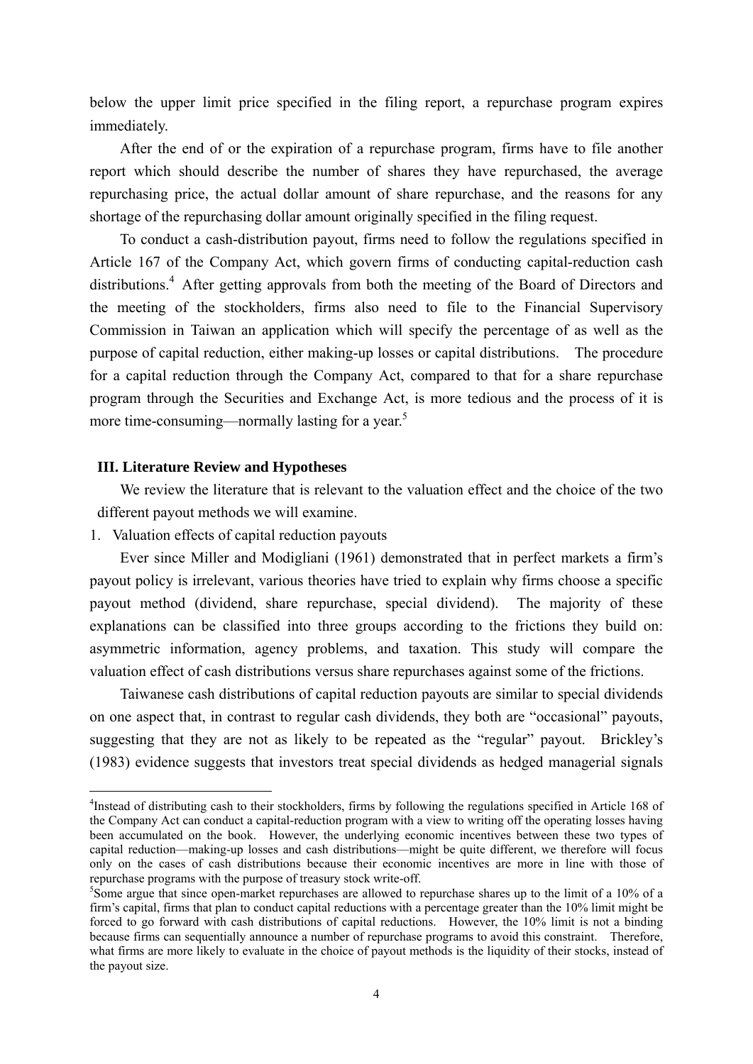below the upper limit price specified in the filing report, a repurchase program expires immediately.

After the end of or the expiration of a repurchase program, firms have to file another report which should describe the number of shares they have repurchased, the average repurchasing price, the actual dollar amount of share repurchase, and the reasons for any shortage of the repurchasing dollar amount originally specified in the filing request.

To conduct a cash-distribution payout, firms need to follow the regulations specified in Article 167 of the Company Act, which govern firms of conducting capital-reduction cash distributions.[4] After getting approvals from both the meeting of the Board of Directors and the meeting of the stockholders, firms also need to file to the Financial Supervisory Commission in Taiwan an application which will specify the percentage of as well as the purpose of capital reduction, either making-up losses or capital distributions. The procedure for a capital reduction through the Company Act, compared to that for a share repurchase program through the Securities and Exchange Act, is more tedious and the process of it is more time-consuming—normally lasting for a year.[5]

## III. Literature Review and Hypotheses

We review the literature that is relevant to the valuation effect and the choice of the two different payout methods we will examine.

1. Valuation effects of capital reduction payouts

Ever since Miller and Modigliani (1961) demonstrated that in perfect markets a firm's payout policy is irrelevant, various theories have tried to explain why firms choose a specific payout method (dividend, share repurchase, special dividend). The majority of these explanations can be classified into three groups according to the frictions they build on: asymmetric information, agency problems, and taxation. This study will compare the valuation effect of cash distributions versus share repurchases against some of the frictions.

Taiwanese cash distributions of capital reduction payouts are similar to special dividends on one aspect that, in contrast to regular cash dividends, they both are "occasional" payouts, suggesting that they are not as likely to be repeated as the "regular" payout. Brickley's (1983) evidence suggests that investors treat special dividends as hedged managerial signals

[4]Instead of distributing cash to their stockholders, firms by following the regulations specified in Article 168 of the Company Act can conduct a capital-reduction program with a view to writing off the operating losses having been accumulated on the book. However, the underlying economic incentives between these two types of capital reduction—making-up losses and cash distributions—might be quite different, we therefore will focus only on the cases of cash distributions because their economic incentives are more in line with those of repurchase programs with the purpose of treasury stock write-off.

[5]Some argue that since open-market repurchases are allowed to repurchase shares up to the limit of a 10% of a firm's capital, firms that plan to conduct capital reductions with a percentage greater than the 10% limit might be forced to go forward with cash distributions of capital reductions. However, the 10% limit is not a binding because firms can sequentially announce a number of repurchase programs to avoid this constraint. Therefore, what firms are more likely to evaluate in the choice of payout methods is the liquidity of their stocks, instead of the payout size.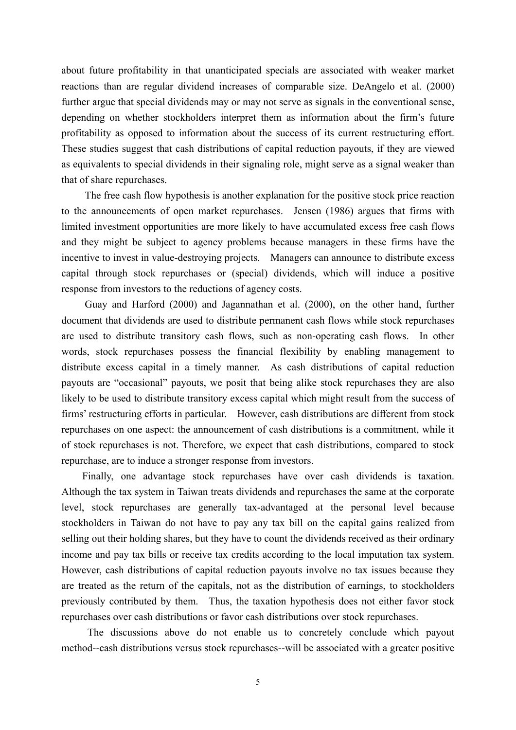about future profitability in that unanticipated specials are associated with weaker market reactions than are regular dividend increases of comparable size. DeAngelo et al. (2000) further argue that special dividends may or may not serve as signals in the conventional sense, depending on whether stockholders interpret them as information about the firm's future profitability as opposed to information about the success of its current restructuring effort. These studies suggest that cash distributions of capital reduction payouts, if they are viewed as equivalents to special dividends in their signaling role, might serve as a signal weaker than that of share repurchases.

The free cash flow hypothesis is another explanation for the positive stock price reaction to the announcements of open market repurchases. Jensen (1986) argues that firms with limited investment opportunities are more likely to have accumulated excess free cash flows and they might be subject to agency problems because managers in these firms have the incentive to invest in value-destroying projects. Managers can announce to distribute excess capital through stock repurchases or (special) dividends, which will induce a positive response from investors to the reductions of agency costs.

Guay and Harford (2000) and Jagannathan et al. (2000), on the other hand, further document that dividends are used to distribute permanent cash flows while stock repurchases are used to distribute transitory cash flows, such as non-operating cash flows. In other words, stock repurchases possess the financial flexibility by enabling management to distribute excess capital in a timely manner. As cash distributions of capital reduction payouts are "occasional" payouts, we posit that being alike stock repurchases they are also likely to be used to distribute transitory excess capital which might result from the success of firms' restructuring efforts in particular. However, cash distributions are different from stock repurchases on one aspect: the announcement of cash distributions is a commitment, while it of stock repurchases is not. Therefore, we expect that cash distributions, compared to stock repurchase, are to induce a stronger response from investors.

Finally, one advantage stock repurchases have over cash dividends is taxation. Although the tax system in Taiwan treats dividends and repurchases the same at the corporate level, stock repurchases are generally tax-advantaged at the personal level because stockholders in Taiwan do not have to pay any tax bill on the capital gains realized from selling out their holding shares, but they have to count the dividends received as their ordinary income and pay tax bills or receive tax credits according to the local imputation tax system. However, cash distributions of capital reduction payouts involve no tax issues because they are treated as the return of the capitals, not as the distribution of earnings, to stockholders previously contributed by them. Thus, the taxation hypothesis does not either favor stock repurchases over cash distributions or favor cash distributions over stock repurchases.

The discussions above do not enable us to concretely conclude which payout method--cash distributions versus stock repurchases--will be associated with a greater positive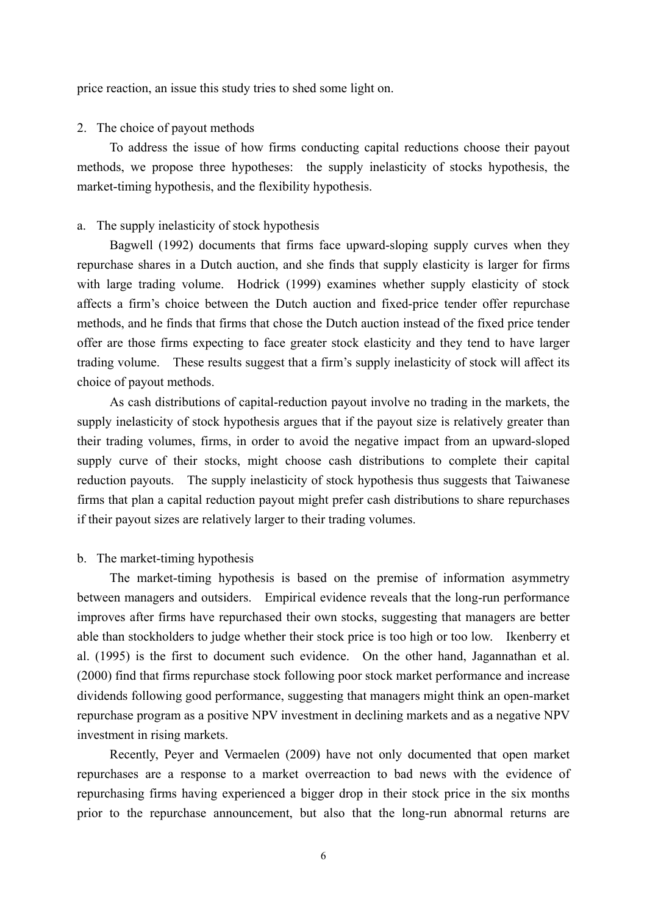price reaction, an issue this study tries to shed some light on.

## 2. The choice of payout methods

To address the issue of how firms conducting capital reductions choose their payout methods, we propose three hypotheses: the supply inelasticity of stocks hypothesis, the market-timing hypothesis, and the flexibility hypothesis.

### a. The supply inelasticity of stock hypothesis

Bagwell (1992) documents that firms face upward-sloping supply curves when they repurchase shares in a Dutch auction, and she finds that supply elasticity is larger for firms with large trading volume. Hodrick (1999) examines whether supply elasticity of stock affects a firm's choice between the Dutch auction and fixed-price tender offer repurchase methods, and he finds that firms that chose the Dutch auction instead of the fixed price tender offer are those firms expecting to face greater stock elasticity and they tend to have larger trading volume. These results suggest that a firm's supply inelasticity of stock will affect its choice of payout methods.

As cash distributions of capital-reduction payout involve no trading in the markets, the supply inelasticity of stock hypothesis argues that if the payout size is relatively greater than their trading volumes, firms, in order to avoid the negative impact from an upward-sloped supply curve of their stocks, might choose cash distributions to complete their capital reduction payouts. The supply inelasticity of stock hypothesis thus suggests that Taiwanese firms that plan a capital reduction payout might prefer cash distributions to share repurchases if their payout sizes are relatively larger to their trading volumes.

### b. The market-timing hypothesis

The market-timing hypothesis is based on the premise of information asymmetry between managers and outsiders. Empirical evidence reveals that the long-run performance improves after firms have repurchased their own stocks, suggesting that managers are better able than stockholders to judge whether their stock price is too high or too low. Ikenberry et al. (1995) is the first to document such evidence. On the other hand, Jagannathan et al. (2000) find that firms repurchase stock following poor stock market performance and increase dividends following good performance, suggesting that managers might think an open-market repurchase program as a positive NPV investment in declining markets and as a negative NPV investment in rising markets.

Recently, Peyer and Vermaelen (2009) have not only documented that open market repurchases are a response to a market overreaction to bad news with the evidence of repurchasing firms having experienced a bigger drop in their stock price in the six months prior to the repurchase announcement, but also that the long-run abnormal returns are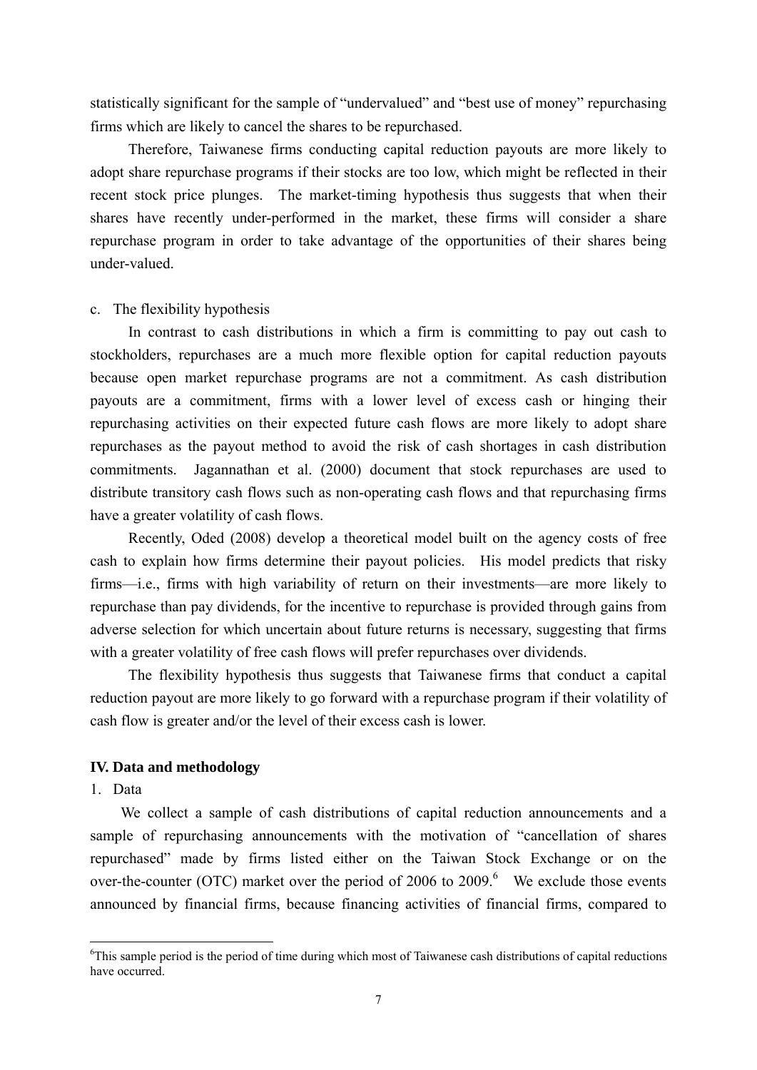statistically significant for the sample of "undervalued" and "best use of money" repurchasing firms which are likely to cancel the shares to be repurchased.

Therefore, Taiwanese firms conducting capital reduction payouts are more likely to adopt share repurchase programs if their stocks are too low, which might be reflected in their recent stock price plunges. The market-timing hypothesis thus suggests that when their shares have recently under-performed in the market, these firms will consider a share repurchase program in order to take advantage of the opportunities of their shares being under-valued.

c. The flexibility hypothesis

In contrast to cash distributions in which a firm is committing to pay out cash to stockholders, repurchases are a much more flexible option for capital reduction payouts because open market repurchase programs are not a commitment. As cash distribution payouts are a commitment, firms with a lower level of excess cash or hinging their repurchasing activities on their expected future cash flows are more likely to adopt share repurchases as the payout method to avoid the risk of cash shortages in cash distribution commitments. Jagannathan et al. (2000) document that stock repurchases are used to distribute transitory cash flows such as non-operating cash flows and that repurchasing firms have a greater volatility of cash flows.

Recently, Oded (2008) develop a theoretical model built on the agency costs of free cash to explain how firms determine their payout policies. His model predicts that risky firms—i.e., firms with high variability of return on their investments—are more likely to repurchase than pay dividends, for the incentive to repurchase is provided through gains from adverse selection for which uncertain about future returns is necessary, suggesting that firms with a greater volatility of free cash flows will prefer repurchases over dividends.

The flexibility hypothesis thus suggests that Taiwanese firms that conduct a capital reduction payout are more likely to go forward with a repurchase program if their volatility of cash flow is greater and/or the level of their excess cash is lower.

## IV. Data and methodology

1. Data

We collect a sample of cash distributions of capital reduction announcements and a sample of repurchasing announcements with the motivation of "cancellation of shares repurchased" made by firms listed either on the Taiwan Stock Exchange or on the over-the-counter (OTC) market over the period of 2006 to 2009.[6] We exclude those events announced by financial firms, because financing activities of financial firms, compared to

[6]This sample period is the period of time during which most of Taiwanese cash distributions of capital reductions have occurred.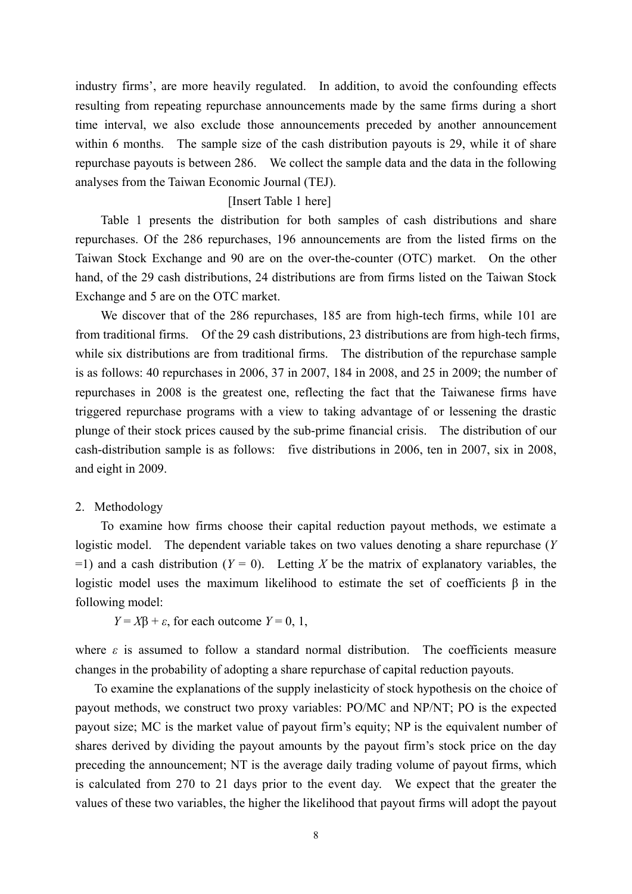industry firms', are more heavily regulated. In addition, to avoid the confounding effects resulting from repeating repurchase announcements made by the same firms during a short time interval, we also exclude those announcements preceded by another announcement within 6 months. The sample size of the cash distribution payouts is 29, while it of share repurchase payouts is between 286. We collect the sample data and the data in the following analyses from the Taiwan Economic Journal (TEJ).

[Insert Table 1 here]

Table 1 presents the distribution for both samples of cash distributions and share repurchases. Of the 286 repurchases, 196 announcements are from the listed firms on the Taiwan Stock Exchange and 90 are on the over-the-counter (OTC) market. On the other hand, of the 29 cash distributions, 24 distributions are from firms listed on the Taiwan Stock Exchange and 5 are on the OTC market.

We discover that of the 286 repurchases, 185 are from high-tech firms, while 101 are from traditional firms. Of the 29 cash distributions, 23 distributions are from high-tech firms, while six distributions are from traditional firms. The distribution of the repurchase sample is as follows: 40 repurchases in 2006, 37 in 2007, 184 in 2008, and 25 in 2009; the number of repurchases in 2008 is the greatest one, reflecting the fact that the Taiwanese firms have triggered repurchase programs with a view to taking advantage of or lessening the drastic plunge of their stock prices caused by the sub-prime financial crisis. The distribution of our cash-distribution sample is as follows: five distributions in 2006, ten in 2007, six in 2008, and eight in 2009.

## 2. Methodology

To examine how firms choose their capital reduction payout methods, we estimate a logistic model. The dependent variable takes on two values denoting a share repurchase ($Y$ =1) and a cash distribution ($Y$ = 0). Letting $X$ be the matrix of explanatory variables, the logistic model uses the maximum likelihood to estimate the set of coefficients β in the following model:

$$Y = X\beta + \varepsilon, \text{ for each outcome } Y = 0, 1,$$

where $\varepsilon$ is assumed to follow a standard normal distribution. The coefficients measure changes in the probability of adopting a share repurchase of capital reduction payouts.

To examine the explanations of the supply inelasticity of stock hypothesis on the choice of payout methods, we construct two proxy variables: PO/MC and NP/NT; PO is the expected payout size; MC is the market value of payout firm's equity; NP is the equivalent number of shares derived by dividing the payout amounts by the payout firm's stock price on the day preceding the announcement; NT is the average daily trading volume of payout firms, which is calculated from 270 to 21 days prior to the event day. We expect that the greater the values of these two variables, the higher the likelihood that payout firms will adopt the payout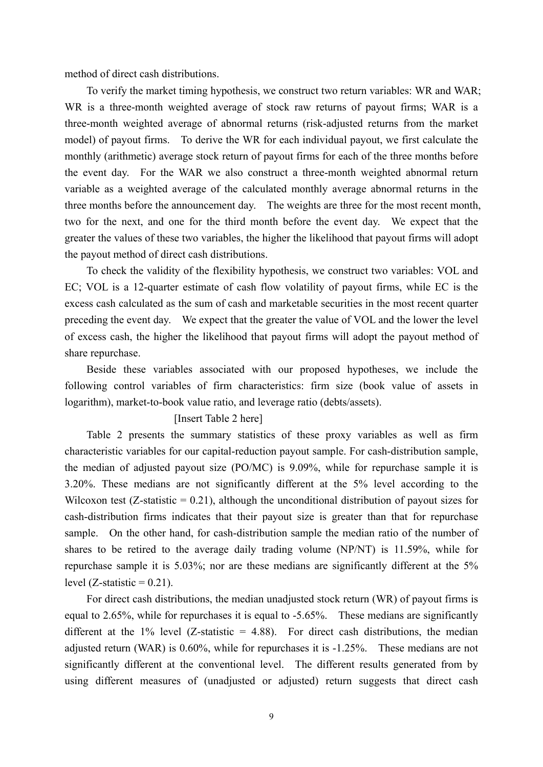method of direct cash distributions.

To verify the market timing hypothesis, we construct two return variables: WR and WAR; WR is a three-month weighted average of stock raw returns of payout firms; WAR is a three-month weighted average of abnormal returns (risk-adjusted returns from the market model) of payout firms. To derive the WR for each individual payout, we first calculate the monthly (arithmetic) average stock return of payout firms for each of the three months before the event day. For the WAR we also construct a three-month weighted abnormal return variable as a weighted average of the calculated monthly average abnormal returns in the three months before the announcement day. The weights are three for the most recent month, two for the next, and one for the third month before the event day. We expect that the greater the values of these two variables, the higher the likelihood that payout firms will adopt the payout method of direct cash distributions.

To check the validity of the flexibility hypothesis, we construct two variables: VOL and EC; VOL is a 12-quarter estimate of cash flow volatility of payout firms, while EC is the excess cash calculated as the sum of cash and marketable securities in the most recent quarter preceding the event day. We expect that the greater the value of VOL and the lower the level of excess cash, the higher the likelihood that payout firms will adopt the payout method of share repurchase.

Beside these variables associated with our proposed hypotheses, we include the following control variables of firm characteristics: firm size (book value of assets in logarithm), market-to-book value ratio, and leverage ratio (debts/assets).

[Insert Table 2 here]

Table 2 presents the summary statistics of these proxy variables as well as firm characteristic variables for our capital-reduction payout sample. For cash-distribution sample, the median of adjusted payout size (PO/MC) is 9.09%, while for repurchase sample it is 3.20%. These medians are not significantly different at the 5% level according to the Wilcoxon test (Z-statistic = 0.21), although the unconditional distribution of payout sizes for cash-distribution firms indicates that their payout size is greater than that for repurchase sample. On the other hand, for cash-distribution sample the median ratio of the number of shares to be retired to the average daily trading volume (NP/NT) is 11.59%, while for repurchase sample it is 5.03%; nor are these medians are significantly different at the 5% level (Z-statistic = 0.21).

For direct cash distributions, the median unadjusted stock return (WR) of payout firms is equal to 2.65%, while for repurchases it is equal to -5.65%. These medians are significantly different at the 1% level (Z-statistic = 4.88). For direct cash distributions, the median adjusted return (WAR) is 0.60%, while for repurchases it is -1.25%. These medians are not significantly different at the conventional level. The different results generated from by using different measures of (unadjusted or adjusted) return suggests that direct cash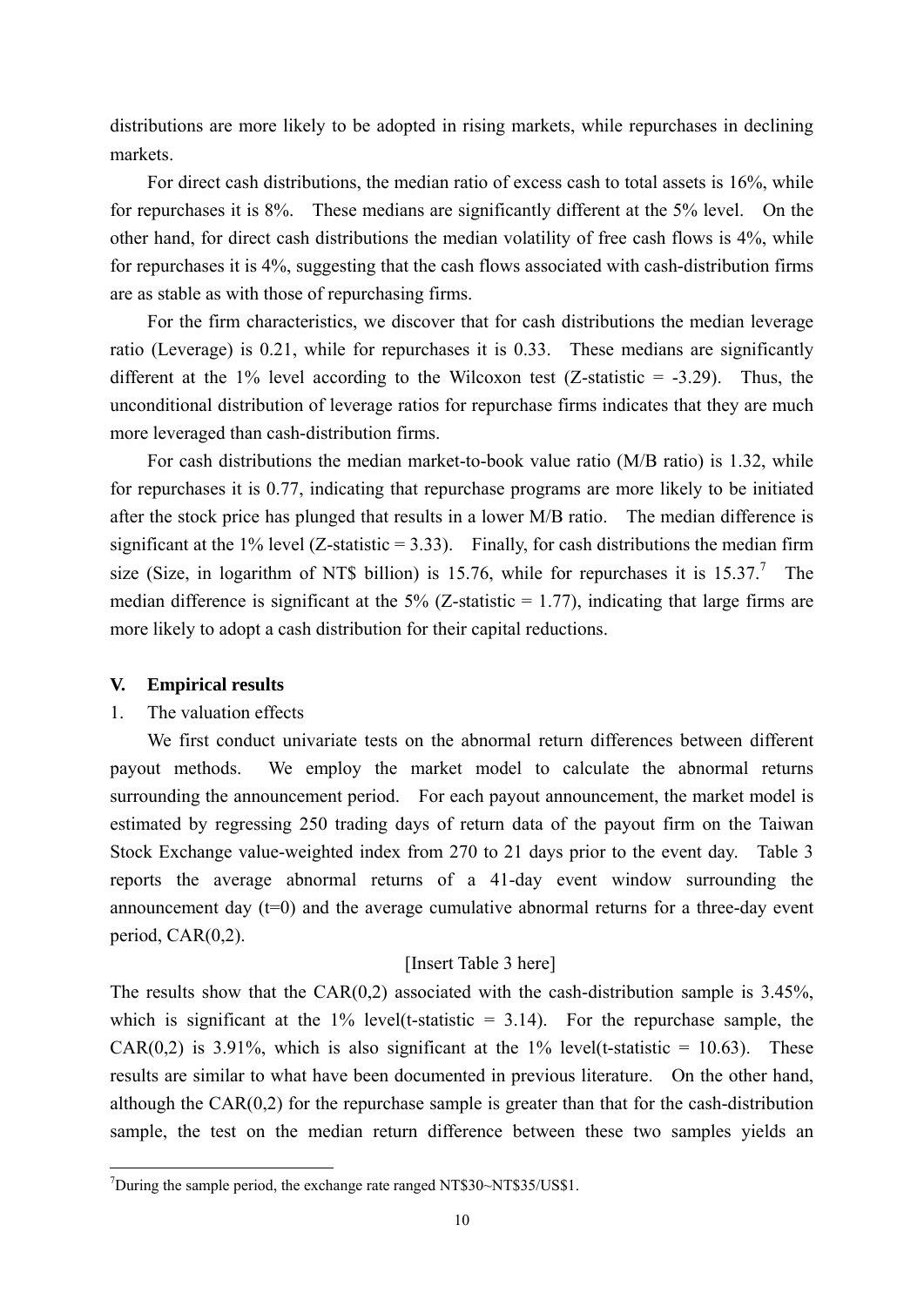distributions are more likely to be adopted in rising markets, while repurchases in declining markets.

For direct cash distributions, the median ratio of excess cash to total assets is 16%, while for repurchases it is 8%. These medians are significantly different at the 5% level. On the other hand, for direct cash distributions the median volatility of free cash flows is 4%, while for repurchases it is 4%, suggesting that the cash flows associated with cash-distribution firms are as stable as with those of repurchasing firms.

For the firm characteristics, we discover that for cash distributions the median leverage ratio (Leverage) is 0.21, while for repurchases it is 0.33. These medians are significantly different at the 1% level according to the Wilcoxon test (Z-statistic = -3.29). Thus, the unconditional distribution of leverage ratios for repurchase firms indicates that they are much more leveraged than cash-distribution firms.

For cash distributions the median market-to-book value ratio (M/B ratio) is 1.32, while for repurchases it is 0.77, indicating that repurchase programs are more likely to be initiated after the stock price has plunged that results in a lower M/B ratio. The median difference is significant at the 1% level (Z-statistic = 3.33). Finally, for cash distributions the median firm size (Size, in logarithm of NT$ billion) is 15.76, while for repurchases it is 15.37.[7] The median difference is significant at the 5% (Z-statistic = 1.77), indicating that large firms are more likely to adopt a cash distribution for their capital reductions.

## V. Empirical results

### 1. The valuation effects

We first conduct univariate tests on the abnormal return differences between different payout methods. We employ the market model to calculate the abnormal returns surrounding the announcement period. For each payout announcement, the market model is estimated by regressing 250 trading days of return data of the payout firm on the Taiwan Stock Exchange value-weighted index from 270 to 21 days prior to the event day. Table 3 reports the average abnormal returns of a 41-day event window surrounding the announcement day (t=0) and the average cumulative abnormal returns for a three-day event period, CAR(0,2).

[Insert Table 3 here]

The results show that the CAR(0,2) associated with the cash-distribution sample is 3.45%, which is significant at the 1% level(t-statistic = 3.14). For the repurchase sample, the CAR(0,2) is 3.91%, which is also significant at the 1% level(t-statistic = 10.63). These results are similar to what have been documented in previous literature. On the other hand, although the CAR(0,2) for the repurchase sample is greater than that for the cash-distribution sample, the test on the median return difference between these two samples yields an

[7] During the sample period, the exchange rate ranged NT$30~NT$35/US$1.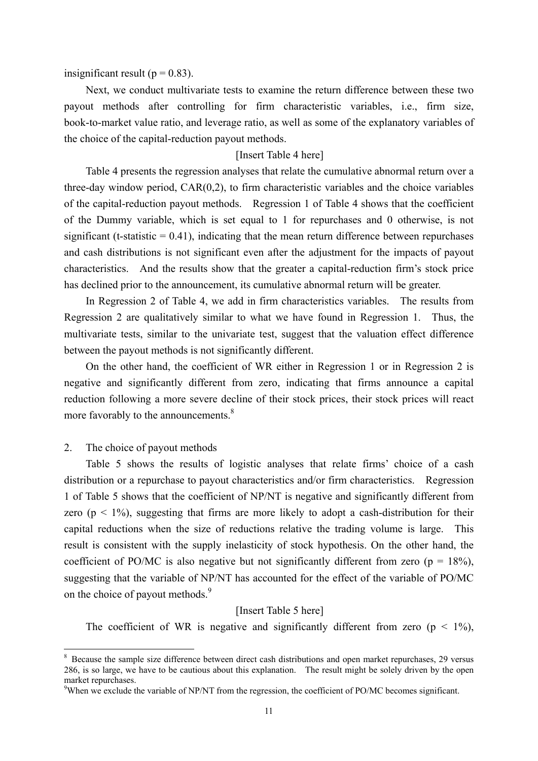insignificant result (p = 0.83).

Next, we conduct multivariate tests to examine the return difference between these two payout methods after controlling for firm characteristic variables, i.e., firm size, book-to-market value ratio, and leverage ratio, as well as some of the explanatory variables of the choice of the capital-reduction payout methods.

[Insert Table 4 here]

Table 4 presents the regression analyses that relate the cumulative abnormal return over a three-day window period, CAR(0,2), to firm characteristic variables and the choice variables of the capital-reduction payout methods. Regression 1 of Table 4 shows that the coefficient of the Dummy variable, which is set equal to 1 for repurchases and 0 otherwise, is not significant (t-statistic = 0.41), indicating that the mean return difference between repurchases and cash distributions is not significant even after the adjustment for the impacts of payout characteristics. And the results show that the greater a capital-reduction firm's stock price has declined prior to the announcement, its cumulative abnormal return will be greater.

In Regression 2 of Table 4, we add in firm characteristics variables. The results from Regression 2 are qualitatively similar to what we have found in Regression 1. Thus, the multivariate tests, similar to the univariate test, suggest that the valuation effect difference between the payout methods is not significantly different.

On the other hand, the coefficient of WR either in Regression 1 or in Regression 2 is negative and significantly different from zero, indicating that firms announce a capital reduction following a more severe decline of their stock prices, their stock prices will react more favorably to the announcements.[8]

2. The choice of payout methods

Table 5 shows the results of logistic analyses that relate firms' choice of a cash distribution or a repurchase to payout characteristics and/or firm characteristics. Regression 1 of Table 5 shows that the coefficient of NP/NT is negative and significantly different from zero ($p < 1\%$), suggesting that firms are more likely to adopt a cash-distribution for their capital reductions when the size of reductions relative the trading volume is large. This result is consistent with the supply inelasticity of stock hypothesis. On the other hand, the coefficient of PO/MC is also negative but not significantly different from zero ($p = 18\%$), suggesting that the variable of NP/NT has accounted for the effect of the variable of PO/MC on the choice of payout methods.[9]

[Insert Table 5 here]

The coefficient of WR is negative and significantly different from zero ($p < 1\%$),

---

[8] Because the sample size difference between direct cash distributions and open market repurchases, 29 versus 286, is so large, we have to be cautious about this explanation. The result might be solely driven by the open market repurchases.

[9] When we exclude the variable of NP/NT from the regression, the coefficient of PO/MC becomes significant.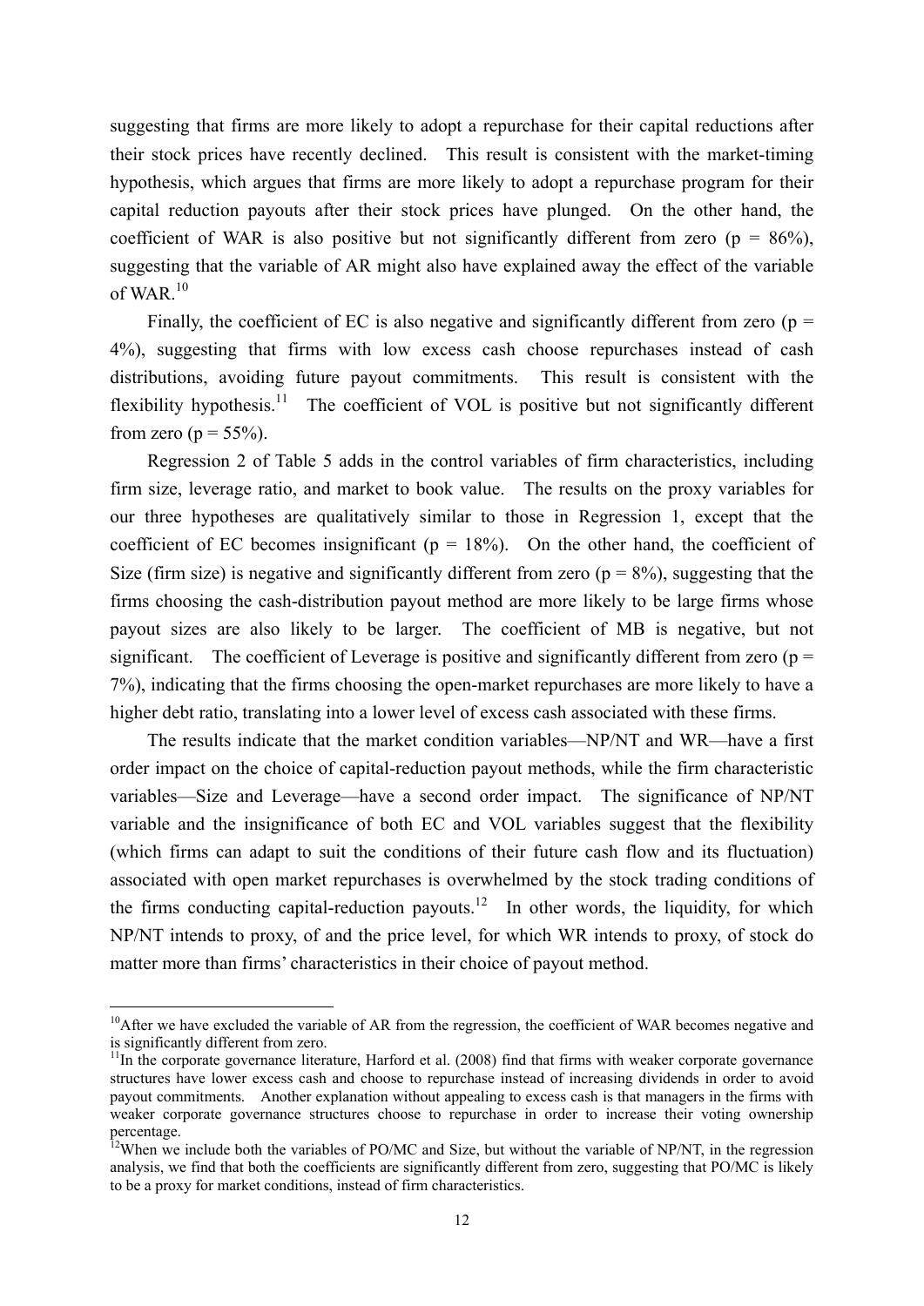suggesting that firms are more likely to adopt a repurchase for their capital reductions after their stock prices have recently declined. This result is consistent with the market-timing hypothesis, which argues that firms are more likely to adopt a repurchase program for their capital reduction payouts after their stock prices have plunged. On the other hand, the coefficient of WAR is also positive but not significantly different from zero (p = 86%), suggesting that the variable of AR might also have explained away the effect of the variable of WAR.[10]

Finally, the coefficient of EC is also negative and significantly different from zero (p = 4%), suggesting that firms with low excess cash choose repurchases instead of cash distributions, avoiding future payout commitments. This result is consistent with the flexibility hypothesis.[11] The coefficient of VOL is positive but not significantly different from zero (p = 55%).

Regression 2 of Table 5 adds in the control variables of firm characteristics, including firm size, leverage ratio, and market to book value. The results on the proxy variables for our three hypotheses are qualitatively similar to those in Regression 1, except that the coefficient of EC becomes insignificant (p = 18%). On the other hand, the coefficient of Size (firm size) is negative and significantly different from zero (p = 8%), suggesting that the firms choosing the cash-distribution payout method are more likely to be large firms whose payout sizes are also likely to be larger. The coefficient of MB is negative, but not significant. The coefficient of Leverage is positive and significantly different from zero (p = 7%), indicating that the firms choosing the open-market repurchases are more likely to have a higher debt ratio, translating into a lower level of excess cash associated with these firms.

The results indicate that the market condition variables—NP/NT and WR—have a first order impact on the choice of capital-reduction payout methods, while the firm characteristic variables—Size and Leverage—have a second order impact. The significance of NP/NT variable and the insignificance of both EC and VOL variables suggest that the flexibility (which firms can adapt to suit the conditions of their future cash flow and its fluctuation) associated with open market repurchases is overwhelmed by the stock trading conditions of the firms conducting capital-reduction payouts.[12] In other words, the liquidity, for which NP/NT intends to proxy, of and the price level, for which WR intends to proxy, of stock do matter more than firms' characteristics in their choice of payout method.

---

[10] After we have excluded the variable of AR from the regression, the coefficient of WAR becomes negative and is significantly different from zero.

[11] In the corporate governance literature, Harford et al. (2008) find that firms with weaker corporate governance structures have lower excess cash and choose to repurchase instead of increasing dividends in order to avoid payout commitments. Another explanation without appealing to excess cash is that managers in the firms with weaker corporate governance structures choose to repurchase in order to increase their voting ownership percentage.

[12] When we include both the variables of PO/MC and Size, but without the variable of NP/NT, in the regression analysis, we find that both the coefficients are significantly different from zero, suggesting that PO/MC is likely to be a proxy for market conditions, instead of firm characteristics.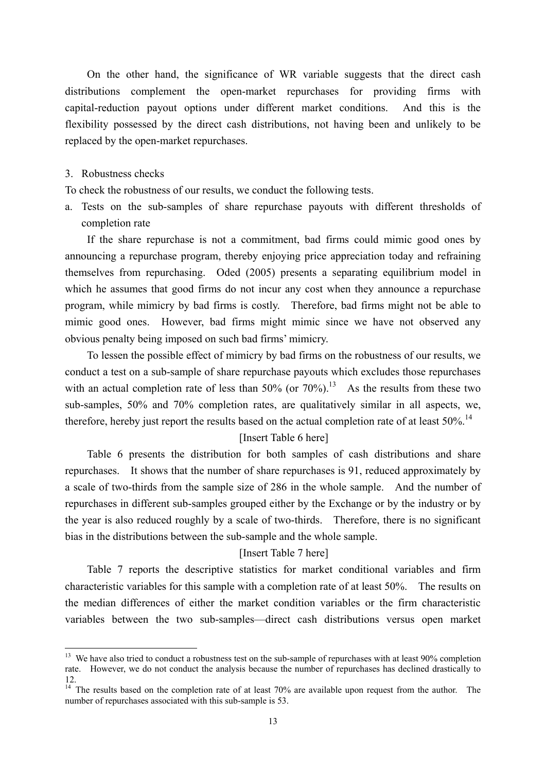On the other hand, the significance of WR variable suggests that the direct cash distributions complement the open-market repurchases for providing firms with capital-reduction payout options under different market conditions. And this is the flexibility possessed by the direct cash distributions, not having been and unlikely to be replaced by the open-market repurchases.

3. Robustness checks

To check the robustness of our results, we conduct the following tests.

a. Tests on the sub-samples of share repurchase payouts with different thresholds of completion rate

If the share repurchase is not a commitment, bad firms could mimic good ones by announcing a repurchase program, thereby enjoying price appreciation today and refraining themselves from repurchasing. Oded (2005) presents a separating equilibrium model in which he assumes that good firms do not incur any cost when they announce a repurchase program, while mimicry by bad firms is costly. Therefore, bad firms might not be able to mimic good ones. However, bad firms might mimic since we have not observed any obvious penalty being imposed on such bad firms' mimicry.

To lessen the possible effect of mimicry by bad firms on the robustness of our results, we conduct a test on a sub-sample of share repurchase payouts which excludes those repurchases with an actual completion rate of less than 50% (or 70%).[13] As the results from these two sub-samples, 50% and 70% completion rates, are qualitatively similar in all aspects, we, therefore, hereby just report the results based on the actual completion rate of at least 50%.[14]

[Insert Table 6 here]

Table 6 presents the distribution for both samples of cash distributions and share repurchases. It shows that the number of share repurchases is 91, reduced approximately by a scale of two-thirds from the sample size of 286 in the whole sample. And the number of repurchases in different sub-samples grouped either by the Exchange or by the industry or by the year is also reduced roughly by a scale of two-thirds. Therefore, there is no significant bias in the distributions between the sub-sample and the whole sample.

[Insert Table 7 here]

Table 7 reports the descriptive statistics for market conditional variables and firm characteristic variables for this sample with a completion rate of at least 50%. The results on the median differences of either the market condition variables or the firm characteristic variables between the two sub-samples—direct cash distributions versus open market

---

[13] We have also tried to conduct a robustness test on the sub-sample of repurchases with at least 90% completion rate. However, we do not conduct the analysis because the number of repurchases has declined drastically to 12.

[14] The results based on the completion rate of at least 70% are available upon request from the author. The number of repurchases associated with this sub-sample is 53.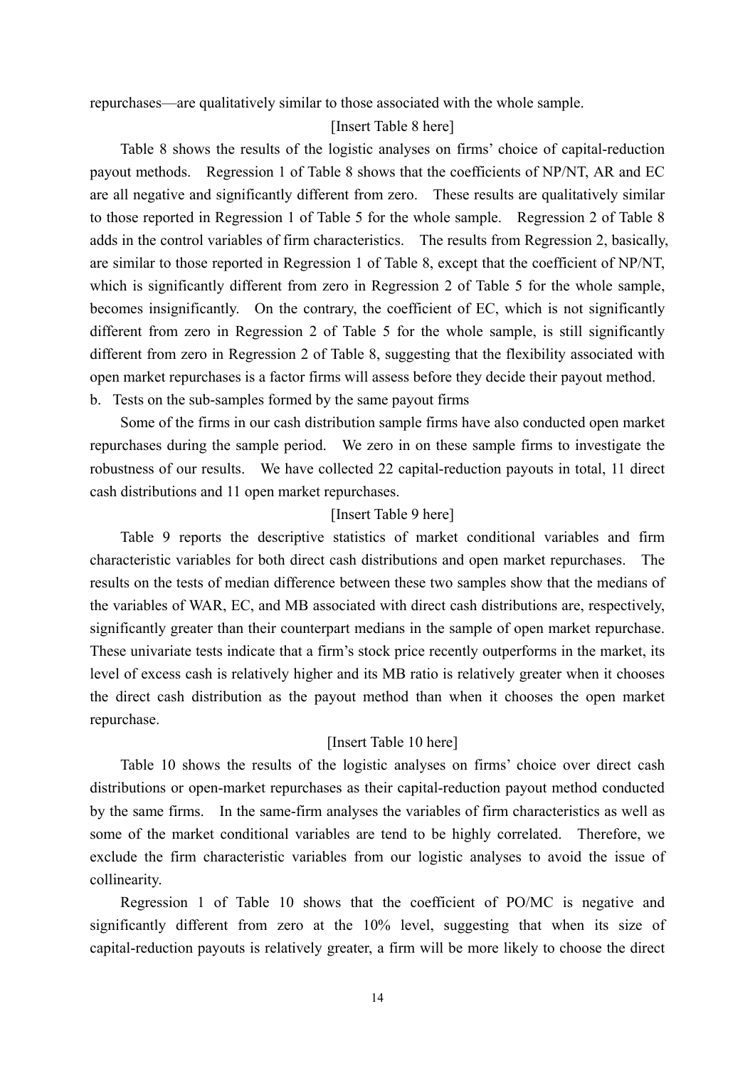repurchases—are qualitatively similar to those associated with the whole sample.

[Insert Table 8 here]

Table 8 shows the results of the logistic analyses on firms' choice of capital-reduction payout methods. Regression 1 of Table 8 shows that the coefficients of NP/NT, AR and EC are all negative and significantly different from zero. These results are qualitatively similar to those reported in Regression 1 of Table 5 for the whole sample. Regression 2 of Table 8 adds in the control variables of firm characteristics. The results from Regression 2, basically, are similar to those reported in Regression 1 of Table 8, except that the coefficient of NP/NT, which is significantly different from zero in Regression 2 of Table 5 for the whole sample, becomes insignificantly. On the contrary, the coefficient of EC, which is not significantly different from zero in Regression 2 of Table 5 for the whole sample, is still significantly different from zero in Regression 2 of Table 8, suggesting that the flexibility associated with open market repurchases is a factor firms will assess before they decide their payout method.

b. Tests on the sub-samples formed by the same payout firms

Some of the firms in our cash distribution sample firms have also conducted open market repurchases during the sample period. We zero in on these sample firms to investigate the robustness of our results. We have collected 22 capital-reduction payouts in total, 11 direct cash distributions and 11 open market repurchases.

[Insert Table 9 here]

Table 9 reports the descriptive statistics of market conditional variables and firm characteristic variables for both direct cash distributions and open market repurchases. The results on the tests of median difference between these two samples show that the medians of the variables of WAR, EC, and MB associated with direct cash distributions are, respectively, significantly greater than their counterpart medians in the sample of open market repurchase. These univariate tests indicate that a firm's stock price recently outperforms in the market, its level of excess cash is relatively higher and its MB ratio is relatively greater when it chooses the direct cash distribution as the payout method than when it chooses the open market repurchase.

[Insert Table 10 here]

Table 10 shows the results of the logistic analyses on firms' choice over direct cash distributions or open-market repurchases as their capital-reduction payout method conducted by the same firms. In the same-firm analyses the variables of firm characteristics as well as some of the market conditional variables are tend to be highly correlated. Therefore, we exclude the firm characteristic variables from our logistic analyses to avoid the issue of collinearity.

Regression 1 of Table 10 shows that the coefficient of PO/MC is negative and significantly different from zero at the 10% level, suggesting that when its size of capital-reduction payouts is relatively greater, a firm will be more likely to choose the direct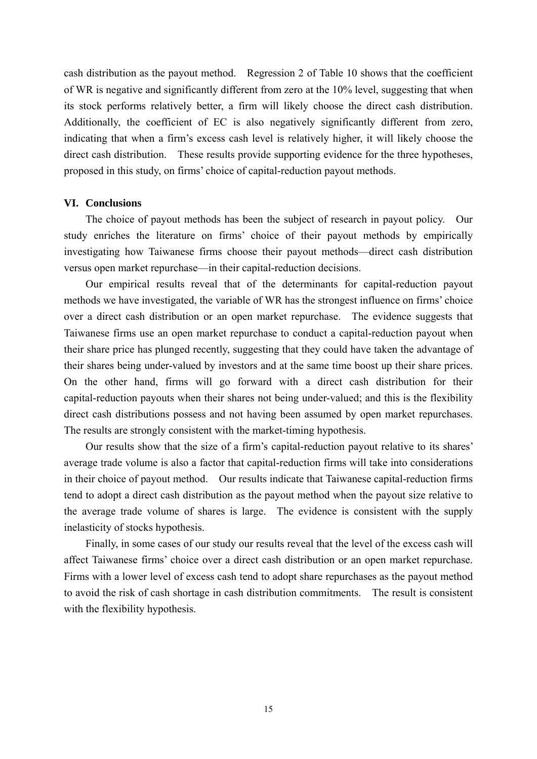cash distribution as the payout method. Regression 2 of Table 10 shows that the coefficient of WR is negative and significantly different from zero at the 10% level, suggesting that when its stock performs relatively better, a firm will likely choose the direct cash distribution. Additionally, the coefficient of EC is also negatively significantly different from zero, indicating that when a firm's excess cash level is relatively higher, it will likely choose the direct cash distribution. These results provide supporting evidence for the three hypotheses, proposed in this study, on firms' choice of capital-reduction payout methods.

## VI. Conclusions

The choice of payout methods has been the subject of research in payout policy. Our study enriches the literature on firms' choice of their payout methods by empirically investigating how Taiwanese firms choose their payout methods—direct cash distribution versus open market repurchase—in their capital-reduction decisions.

Our empirical results reveal that of the determinants for capital-reduction payout methods we have investigated, the variable of WR has the strongest influence on firms' choice over a direct cash distribution or an open market repurchase. The evidence suggests that Taiwanese firms use an open market repurchase to conduct a capital-reduction payout when their share price has plunged recently, suggesting that they could have taken the advantage of their shares being under-valued by investors and at the same time boost up their share prices. On the other hand, firms will go forward with a direct cash distribution for their capital-reduction payouts when their shares not being under-valued; and this is the flexibility direct cash distributions possess and not having been assumed by open market repurchases. The results are strongly consistent with the market-timing hypothesis.

Our results show that the size of a firm's capital-reduction payout relative to its shares' average trade volume is also a factor that capital-reduction firms will take into considerations in their choice of payout method. Our results indicate that Taiwanese capital-reduction firms tend to adopt a direct cash distribution as the payout method when the payout size relative to the average trade volume of shares is large. The evidence is consistent with the supply inelasticity of stocks hypothesis.

Finally, in some cases of our study our results reveal that the level of the excess cash will affect Taiwanese firms' choice over a direct cash distribution or an open market repurchase. Firms with a lower level of excess cash tend to adopt share repurchases as the payout method to avoid the risk of cash shortage in cash distribution commitments. The result is consistent with the flexibility hypothesis.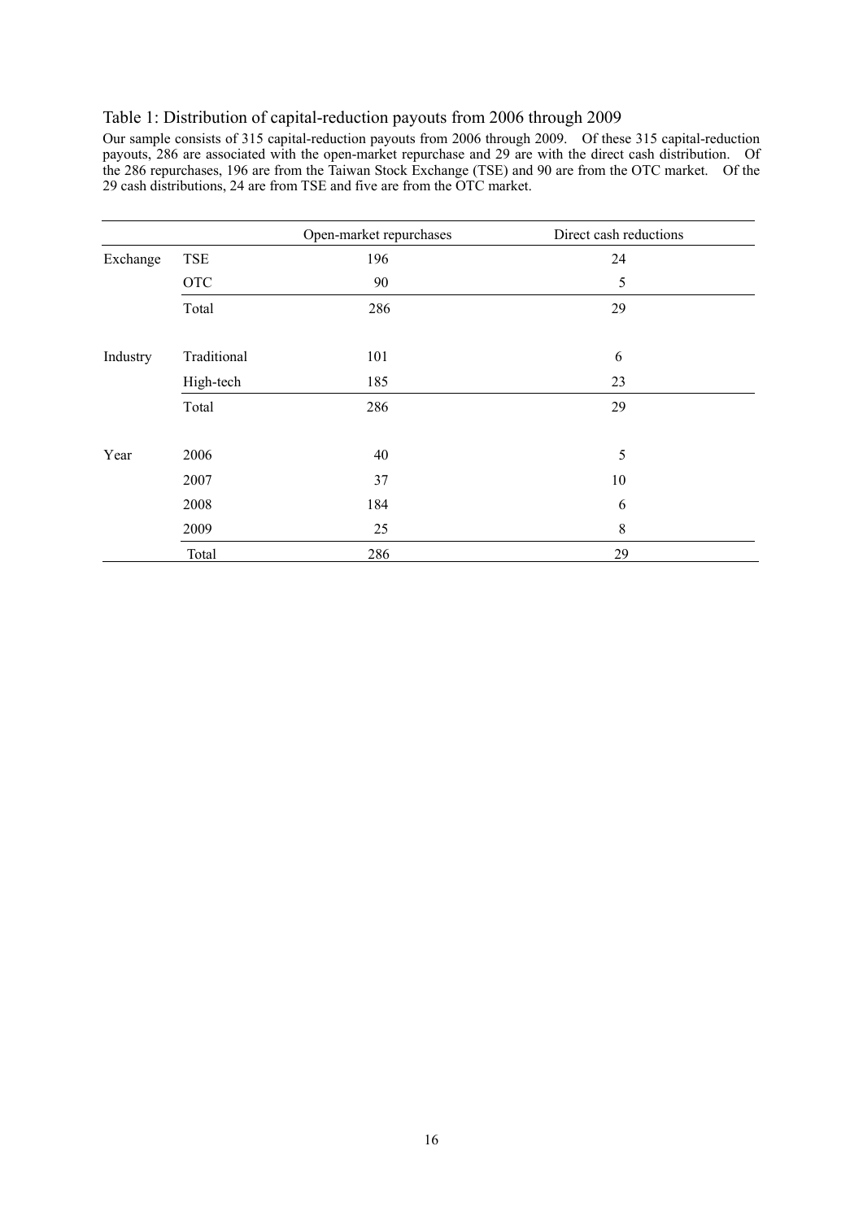Table 1: Distribution of capital-reduction payouts from 2006 through 2009

Our sample consists of 315 capital-reduction payouts from 2006 through 2009. Of these 315 capital-reduction payouts, 286 are associated with the open-market repurchase and 29 are with the direct cash distribution. Of the 286 repurchases, 196 are from the Taiwan Stock Exchange (TSE) and 90 are from the OTC market. Of the 29 cash distributions, 24 are from TSE and five are from the OTC market.

| | | Open-market repurchases | Direct cash reductions |
|---|---|---|---|
| Exchange | TSE | 196 | 24 |
| | OTC | 90 | 5 |
| | Total | 286 | 29 |
| Industry | Traditional | 101 | 6 |
| | High-tech | 185 | 23 |
| | Total | 286 | 29 |
| Year | 2006 | 40 | 5 |
| | 2007 | 37 | 10 |
| | 2008 | 184 | 6 |
| | 2009 | 25 | 8 |
| | Total | 286 | 29 |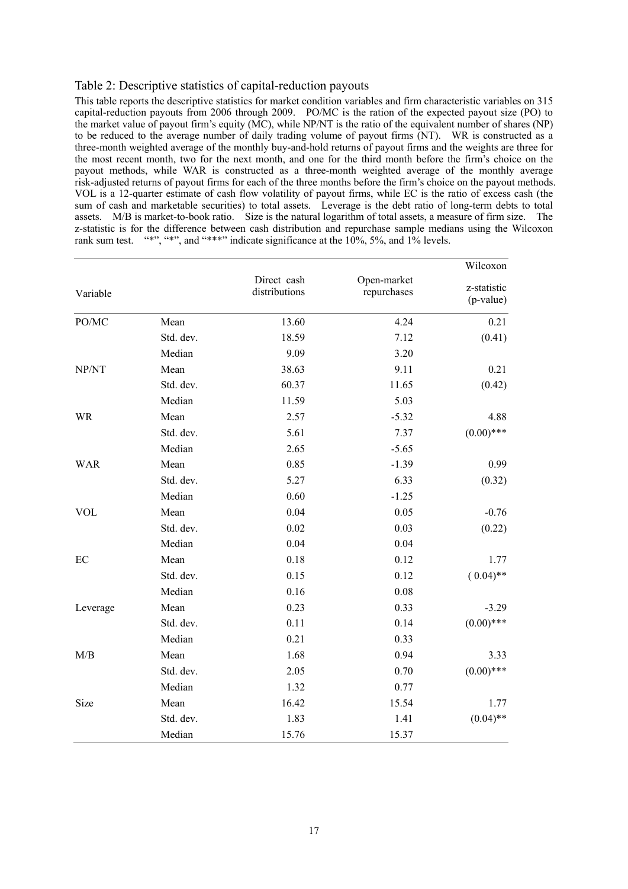## Table 2: Descriptive statistics of capital-reduction payouts

This table reports the descriptive statistics for market condition variables and firm characteristic variables on 315 capital-reduction payouts from 2006 through 2009. PO/MC is the ration of the expected payout size (PO) to the market value of payout firm's equity (MC), while NP/NT is the ratio of the equivalent number of shares (NP) to be reduced to the average number of daily trading volume of payout firms (NT). WR is constructed as a three-month weighted average of the monthly buy-and-hold returns of payout firms and the weights are three for the most recent month, two for the next month, and one for the third month before the firm's choice on the payout methods, while WAR is constructed as a three-month weighted average of the monthly average risk-adjusted returns of payout firms for each of the three months before the firm's choice on the payout methods. VOL is a 12-quarter estimate of cash flow volatility of payout firms, while EC is the ratio of excess cash (the sum of cash and marketable securities) to total assets. Leverage is the debt ratio of long-term debts to total assets. M/B is market-to-book ratio. Size is the natural logarithm of total assets, a measure of firm size. The z-statistic is for the difference between cash distribution and repurchase sample medians using the Wilcoxon rank sum test. "*", "*", and "***" indicate significance at the 10%, 5%, and 1% levels.

| Variable | | Direct cash distributions | Open-market repurchases | Wilcoxon z-statistic (p-value) |
|---|---|---|---|---|
| PO/MC | Mean | 13.60 | 4.24 | 0.21 |
| | Std. dev. | 18.59 | 7.12 | (0.41) |
| | Median | 9.09 | 3.20 | |
| NP/NT | Mean | 38.63 | 9.11 | 0.21 |
| | Std. dev. | 60.37 | 11.65 | (0.42) |
| | Median | 11.59 | 5.03 | |
| WR | Mean | 2.57 | -5.32 | 4.88 |
| | Std. dev. | 5.61 | 7.37 | (0.00)*** |
| | Median | 2.65 | -5.65 | |
| WAR | Mean | 0.85 | -1.39 | 0.99 |
| | Std. dev. | 5.27 | 6.33 | (0.32) |
| | Median | 0.60 | -1.25 | |
| VOL | Mean | 0.04 | 0.05 | -0.76 |
| | Std. dev. | 0.02 | 0.03 | (0.22) |
| | Median | 0.04 | 0.04 | |
| EC | Mean | 0.18 | 0.12 | 1.77 |
| | Std. dev. | 0.15 | 0.12 | ( 0.04)** |
| | Median | 0.16 | 0.08 | |
| Leverage | Mean | 0.23 | 0.33 | -3.29 |
| | Std. dev. | 0.11 | 0.14 | (0.00)*** |
| | Median | 0.21 | 0.33 | |
| M/B | Mean | 1.68 | 0.94 | 3.33 |
| | Std. dev. | 2.05 | 0.70 | (0.00)*** |
| | Median | 1.32 | 0.77 | |
| Size | Mean | 16.42 | 15.54 | 1.77 |
| | Std. dev. | 1.83 | 1.41 | (0.04)** |
| | Median | 15.76 | 15.37 | |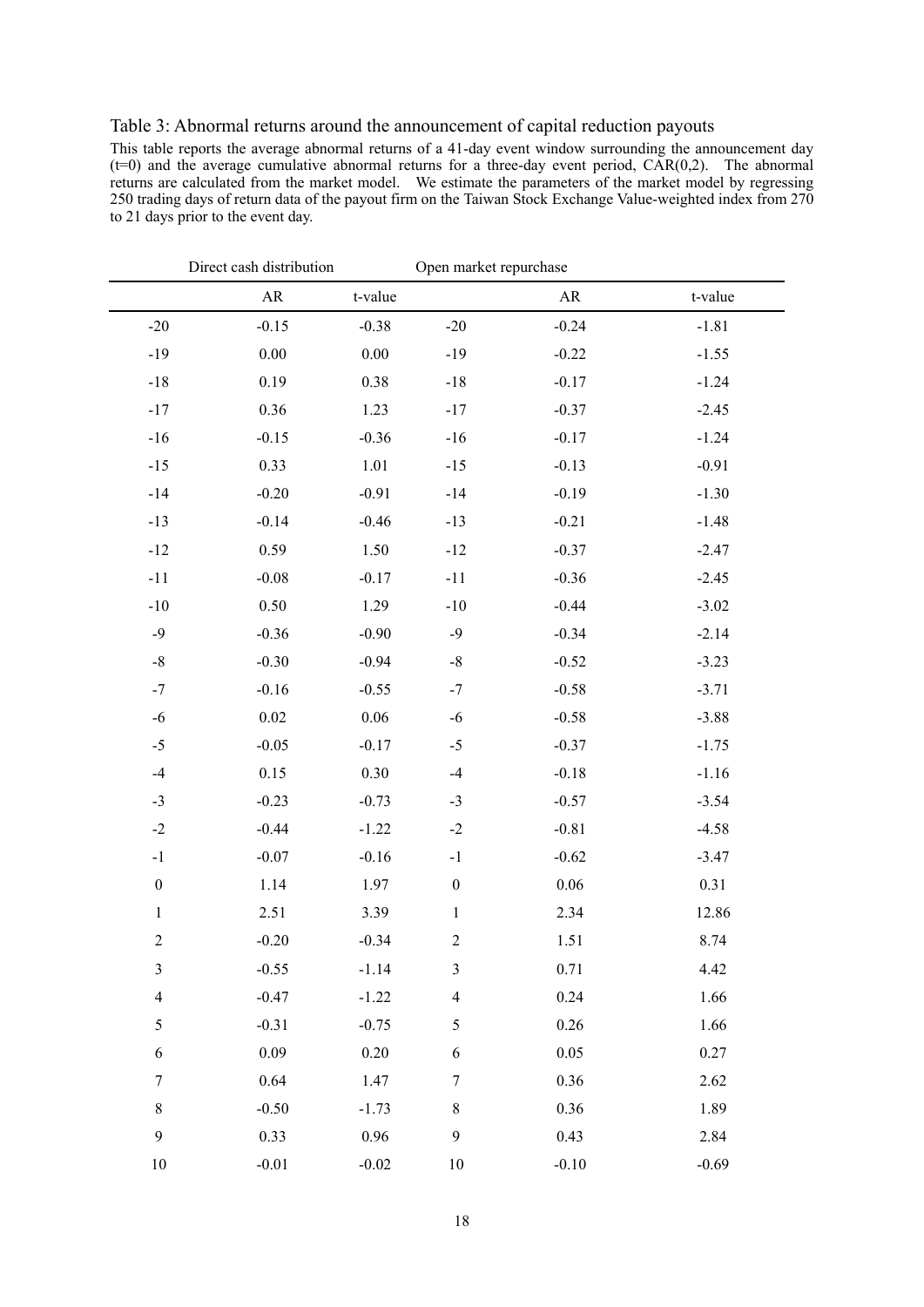Table 3: Abnormal returns around the announcement of capital reduction payouts

This table reports the average abnormal returns of a 41-day event window surrounding the announcement day (t=0) and the average cumulative abnormal returns for a three-day event period, CAR(0,2). The abnormal returns are calculated from the market model. We estimate the parameters of the market model by regressing 250 trading days of return data of the payout firm on the Taiwan Stock Exchange Value-weighted index from 270 to 21 days prior to the event day.

| Direct cash distribution | | | Open market repurchase | | |
|---|---|---|---|---|---|
| | AR | t-value | | AR | t-value |
| -20 | -0.15 | -0.38 | -20 | -0.24 | -1.81 |
| -19 | 0.00 | 0.00 | -19 | -0.22 | -1.55 |
| -18 | 0.19 | 0.38 | -18 | -0.17 | -1.24 |
| -17 | 0.36 | 1.23 | -17 | -0.37 | -2.45 |
| -16 | -0.15 | -0.36 | -16 | -0.17 | -1.24 |
| -15 | 0.33 | 1.01 | -15 | -0.13 | -0.91 |
| -14 | -0.20 | -0.91 | -14 | -0.19 | -1.30 |
| -13 | -0.14 | -0.46 | -13 | -0.21 | -1.48 |
| -12 | 0.59 | 1.50 | -12 | -0.37 | -2.47 |
| -11 | -0.08 | -0.17 | -11 | -0.36 | -2.45 |
| -10 | 0.50 | 1.29 | -10 | -0.44 | -3.02 |
| -9 | -0.36 | -0.90 | -9 | -0.34 | -2.14 |
| -8 | -0.30 | -0.94 | -8 | -0.52 | -3.23 |
| -7 | -0.16 | -0.55 | -7 | -0.58 | -3.71 |
| -6 | 0.02 | 0.06 | -6 | -0.58 | -3.88 |
| -5 | -0.05 | -0.17 | -5 | -0.37 | -1.75 |
| -4 | 0.15 | 0.30 | -4 | -0.18 | -1.16 |
| -3 | -0.23 | -0.73 | -3 | -0.57 | -3.54 |
| -2 | -0.44 | -1.22 | -2 | -0.81 | -4.58 |
| -1 | -0.07 | -0.16 | -1 | -0.62 | -3.47 |
| 0 | 1.14 | 1.97 | 0 | 0.06 | 0.31 |
| 1 | 2.51 | 3.39 | 1 | 2.34 | 12.86 |
| 2 | -0.20 | -0.34 | 2 | 1.51 | 8.74 |
| 3 | -0.55 | -1.14 | 3 | 0.71 | 4.42 |
| 4 | -0.47 | -1.22 | 4 | 0.24 | 1.66 |
| 5 | -0.31 | -0.75 | 5 | 0.26 | 1.66 |
| 6 | 0.09 | 0.20 | 6 | 0.05 | 0.27 |
| 7 | 0.64 | 1.47 | 7 | 0.36 | 2.62 |
| 8 | -0.50 | -1.73 | 8 | 0.36 | 1.89 |
| 9 | 0.33 | 0.96 | 9 | 0.43 | 2.84 |
| 10 | -0.01 | -0.02 | 10 | -0.10 | -0.69 |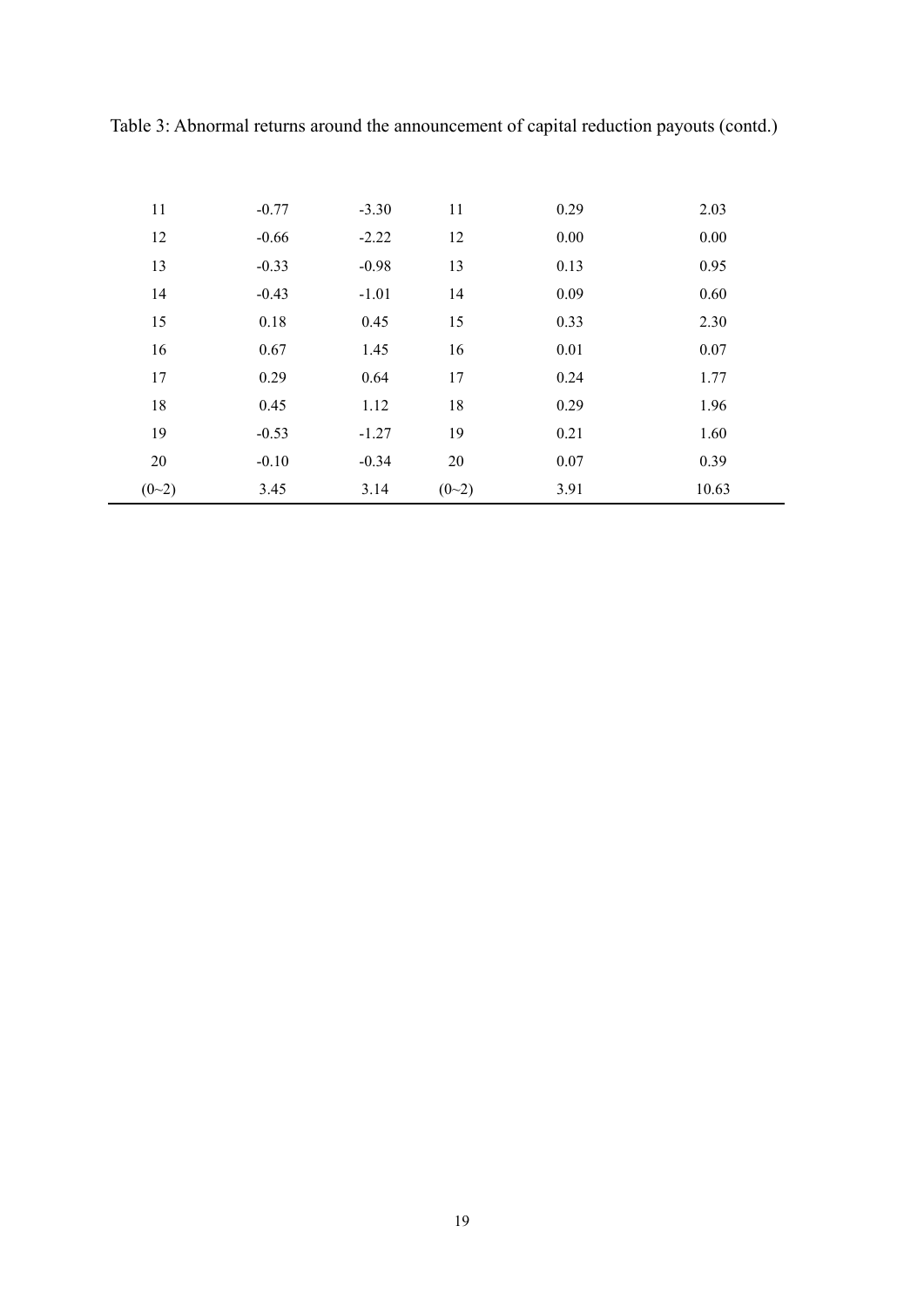Table 3: Abnormal returns around the announcement of capital reduction payouts (contd.)

| | | | | | |
|---|---|---|---|---|---|
| 11 | -0.77 | -3.30 | 11 | 0.29 | 2.03 |
| 12 | -0.66 | -2.22 | 12 | 0.00 | 0.00 |
| 13 | -0.33 | -0.98 | 13 | 0.13 | 0.95 |
| 14 | -0.43 | -1.01 | 14 | 0.09 | 0.60 |
| 15 | 0.18 | 0.45 | 15 | 0.33 | 2.30 |
| 16 | 0.67 | 1.45 | 16 | 0.01 | 0.07 |
| 17 | 0.29 | 0.64 | 17 | 0.24 | 1.77 |
| 18 | 0.45 | 1.12 | 18 | 0.29 | 1.96 |
| 19 | -0.53 | -1.27 | 19 | 0.21 | 1.60 |
| 20 | -0.10 | -0.34 | 20 | 0.07 | 0.39 |
| (0~2) | 3.45 | 3.14 | (0~2) | 3.91 | 10.63 |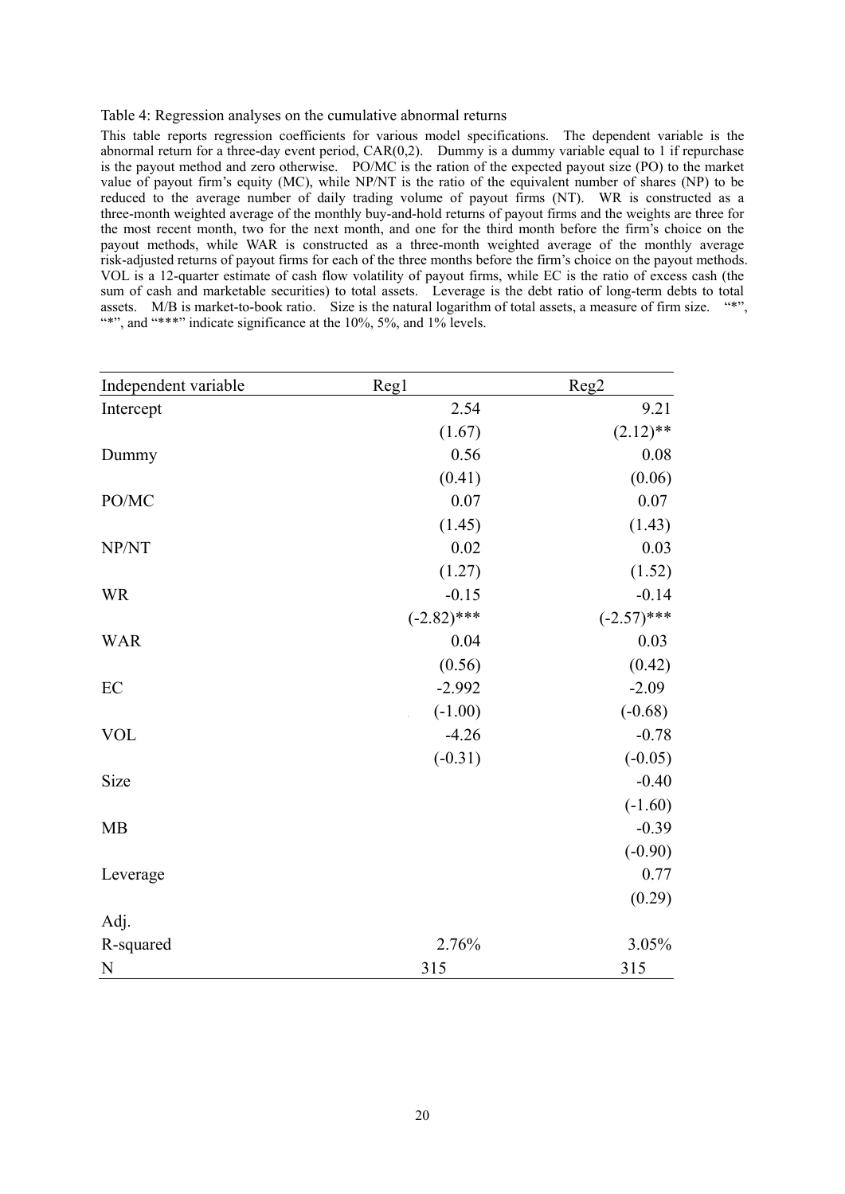Table 4: Regression analyses on the cumulative abnormal returns

This table reports regression coefficients for various model specifications. The dependent variable is the abnormal return for a three-day event period, CAR(0,2). Dummy is a dummy variable equal to 1 if repurchase is the payout method and zero otherwise. PO/MC is the ration of the expected payout size (PO) to the market value of payout firm's equity (MC), while NP/NT is the ratio of the equivalent number of shares (NP) to be reduced to the average number of daily trading volume of payout firms (NT). WR is constructed as a three-month weighted average of the monthly buy-and-hold returns of payout firms and the weights are three for the most recent month, two for the next month, and one for the third month before the firm's choice on the payout methods, while WAR is constructed as a three-month weighted average of the monthly average risk-adjusted returns of payout firms for each of the three months before the firm's choice on the payout methods. VOL is a 12-quarter estimate of cash flow volatility of payout firms, while EC is the ratio of excess cash (the sum of cash and marketable securities) to total assets. Leverage is the debt ratio of long-term debts to total assets. M/B is market-to-book ratio. Size is the natural logarithm of total assets, a measure of firm size. "*", "*", and "***" indicate significance at the 10%, 5%, and 1% levels.

| Independent variable | Reg1 | Reg2 |
|---|---|---|
| Intercept | 2.54 | 9.21 |
| | (1.67) | (2.12)** |
| Dummy | 0.56 | 0.08 |
| | (0.41) | (0.06) |
| PO/MC | 0.07 | 0.07 |
| | (1.45) | (1.43) |
| NP/NT | 0.02 | 0.03 |
| | (1.27) | (1.52) |
| WR | -0.15 | -0.14 |
| | (-2.82)*** | (-2.57)*** |
| WAR | 0.04 | 0.03 |
| | (0.56) | (0.42) |
| EC | -2.992 | -2.09 |
| | (-1.00) | (-0.68) |
| VOL | -4.26 | -0.78 |
| | (-0.31) | (-0.05) |
| Size | | -0.40 |
| | | (-1.60) |
| MB | | -0.39 |
| | | (-0.90) |
| Leverage | | 0.77 |
| | | (0.29) |
| Adj. R-squared | 2.76% | 3.05% |
| N | 315 | 315 |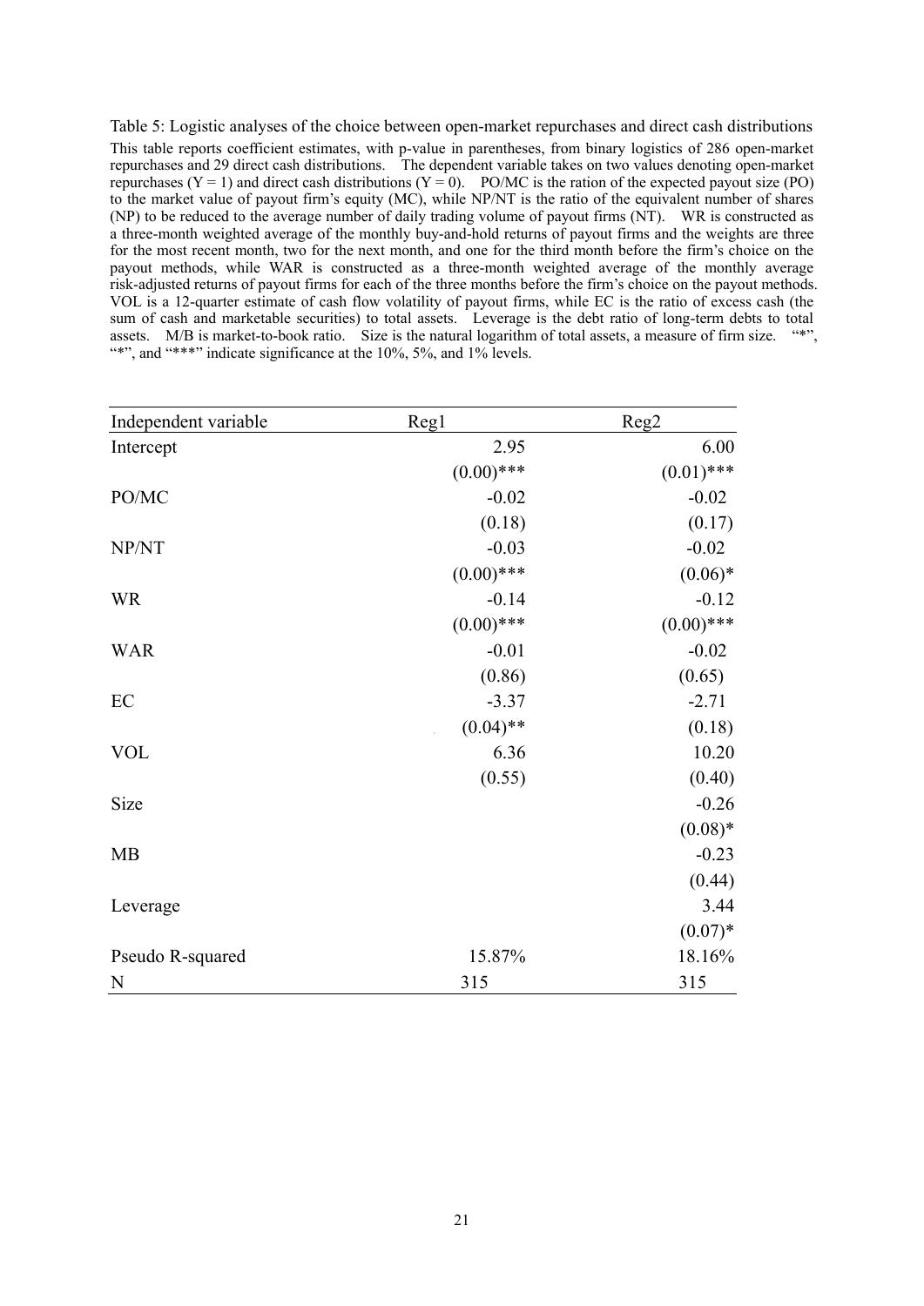Table 5: Logistic analyses of the choice between open-market repurchases and direct cash distributions

This table reports coefficient estimates, with p-value in parentheses, from binary logistics of 286 open-market repurchases and 29 direct cash distributions. The dependent variable takes on two values denoting open-market repurchases (Y = 1) and direct cash distributions (Y = 0). PO/MC is the ration of the expected payout size (PO) to the market value of payout firm's equity (MC), while NP/NT is the ratio of the equivalent number of shares (NP) to be reduced to the average number of daily trading volume of payout firms (NT). WR is constructed as a three-month weighted average of the monthly buy-and-hold returns of payout firms and the weights are three for the most recent month, two for the next month, and one for the third month before the firm's choice on the payout methods, while WAR is constructed as a three-month weighted average of the monthly average risk-adjusted returns of payout firms for each of the three months before the firm's choice on the payout methods. VOL is a 12-quarter estimate of cash flow volatility of payout firms, while EC is the ratio of excess cash (the sum of cash and marketable securities) to total assets. Leverage is the debt ratio of long-term debts to total assets. M/B is market-to-book ratio. Size is the natural logarithm of total assets, a measure of firm size. "*", "*", and "***" indicate significance at the 10%, 5%, and 1% levels.

| Independent variable | Reg1 | Reg2 |
|---|---|---|
| Intercept | 2.95 | 6.00 |
| | (0.00)*** | (0.01)*** |
| PO/MC | -0.02 | -0.02 |
| | (0.18) | (0.17) |
| NP/NT | -0.03 | -0.02 |
| | (0.00)*** | (0.06)* |
| WR | -0.14 | -0.12 |
| | (0.00)*** | (0.00)*** |
| WAR | -0.01 | -0.02 |
| | (0.86) | (0.65) |
| EC | -3.37 | -2.71 |
| | (0.04)** | (0.18) |
| VOL | 6.36 | 10.20 |
| | (0.55) | (0.40) |
| Size | | -0.26 |
| | | (0.08)* |
| MB | | -0.23 |
| | | (0.44) |
| Leverage | | 3.44 |
| | | (0.07)* |
| Pseudo R-squared | 15.87% | 18.16% |
| N | 315 | 315 |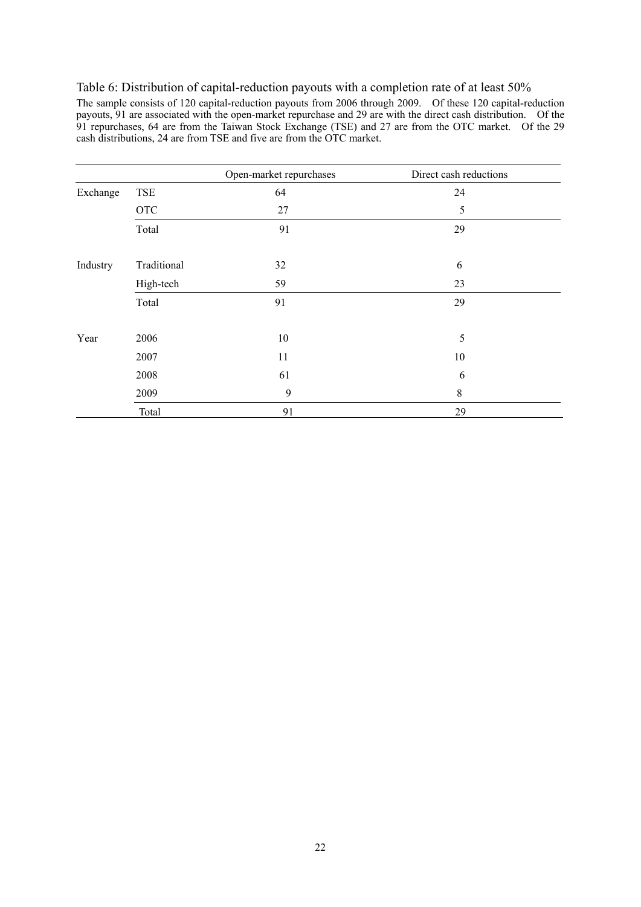Table 6: Distribution of capital-reduction payouts with a completion rate of at least 50%

The sample consists of 120 capital-reduction payouts from 2006 through 2009. Of these 120 capital-reduction payouts, 91 are associated with the open-market repurchase and 29 are with the direct cash distribution. Of the 91 repurchases, 64 are from the Taiwan Stock Exchange (TSE) and 27 are from the OTC market. Of the 29 cash distributions, 24 are from TSE and five are from the OTC market.

| | | Open-market repurchases | Direct cash reductions |
|---|---|---|---|
| Exchange | TSE | 64 | 24 |
| | OTC | 27 | 5 |
| | Total | 91 | 29 |
| Industry | Traditional | 32 | 6 |
| | High-tech | 59 | 23 |
| | Total | 91 | 29 |
| Year | 2006 | 10 | 5 |
| | 2007 | 11 | 10 |
| | 2008 | 61 | 6 |
| | 2009 | 9 | 8 |
| | Total | 91 | 29 |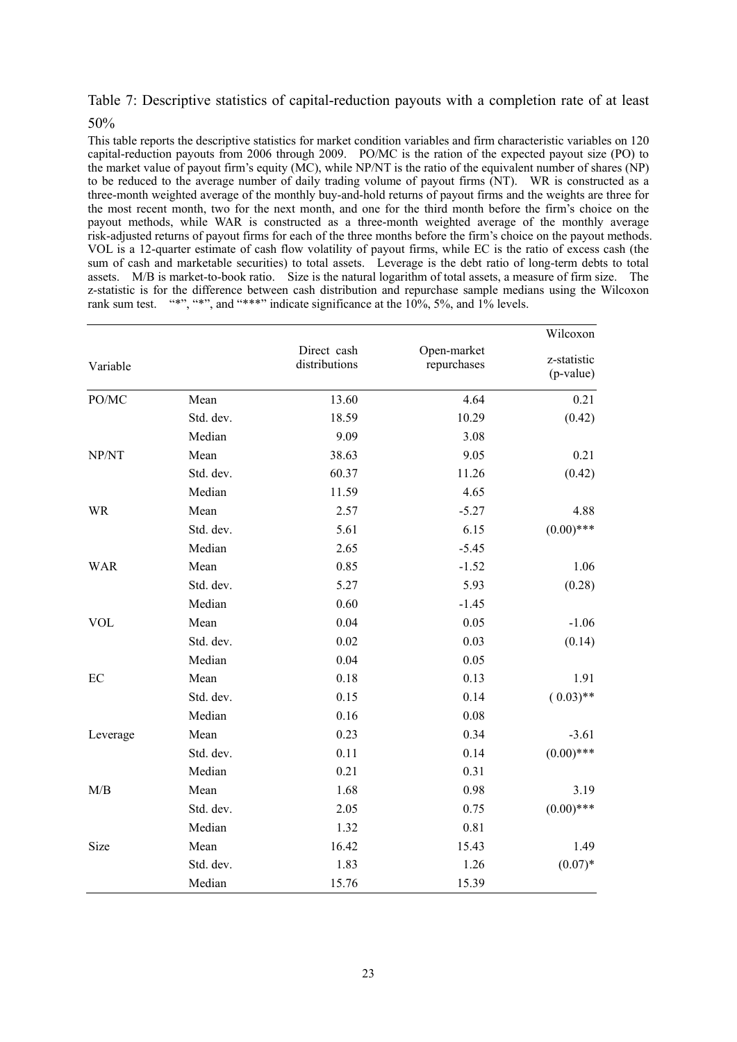Table 7: Descriptive statistics of capital-reduction payouts with a completion rate of at least 50%

This table reports the descriptive statistics for market condition variables and firm characteristic variables on 120 capital-reduction payouts from 2006 through 2009. PO/MC is the ration of the expected payout size (PO) to the market value of payout firm's equity (MC), while NP/NT is the ratio of the equivalent number of shares (NP) to be reduced to the average number of daily trading volume of payout firms (NT). WR is constructed as a three-month weighted average of the monthly buy-and-hold returns of payout firms and the weights are three for the most recent month, two for the next month, and one for the third month before the firm's choice on the payout methods, while WAR is constructed as a three-month weighted average of the monthly average risk-adjusted returns of payout firms for each of the three months before the firm's choice on the payout methods. VOL is a 12-quarter estimate of cash flow volatility of payout firms, while EC is the ratio of excess cash (the sum of cash and marketable securities) to total assets. Leverage is the debt ratio of long-term debts to total assets. M/B is market-to-book ratio. Size is the natural logarithm of total assets, a measure of firm size. The z-statistic is for the difference between cash distribution and repurchase sample medians using the Wilcoxon rank sum test. "*", "*", and "***" indicate significance at the 10%, 5%, and 1% levels.

| Variable | | Direct cash distributions | Open-market repurchases | Wilcoxon z-statistic (p-value) |
|---|---|---|---|---|
| PO/MC | Mean | 13.60 | 4.64 | 0.21 |
| | Std. dev. | 18.59 | 10.29 | (0.42) |
| | Median | 9.09 | 3.08 | |
| NP/NT | Mean | 38.63 | 9.05 | 0.21 |
| | Std. dev. | 60.37 | 11.26 | (0.42) |
| | Median | 11.59 | 4.65 | |
| WR | Mean | 2.57 | -5.27 | 4.88 |
| | Std. dev. | 5.61 | 6.15 | (0.00)*** |
| | Median | 2.65 | -5.45 | |
| WAR | Mean | 0.85 | -1.52 | 1.06 |
| | Std. dev. | 5.27 | 5.93 | (0.28) |
| | Median | 0.60 | -1.45 | |
| VOL | Mean | 0.04 | 0.05 | -1.06 |
| | Std. dev. | 0.02 | 0.03 | (0.14) |
| | Median | 0.04 | 0.05 | |
| EC | Mean | 0.18 | 0.13 | 1.91 |
| | Std. dev. | 0.15 | 0.14 | ( 0.03)** |
| | Median | 0.16 | 0.08 | |
| Leverage | Mean | 0.23 | 0.34 | -3.61 |
| | Std. dev. | 0.11 | 0.14 | (0.00)*** |
| | Median | 0.21 | 0.31 | |
| M/B | Mean | 1.68 | 0.98 | 3.19 |
| | Std. dev. | 2.05 | 0.75 | (0.00)*** |
| | Median | 1.32 | 0.81 | |
| Size | Mean | 16.42 | 15.43 | 1.49 |
| | Std. dev. | 1.83 | 1.26 | (0.07)* |
| | Median | 15.76 | 15.39 | |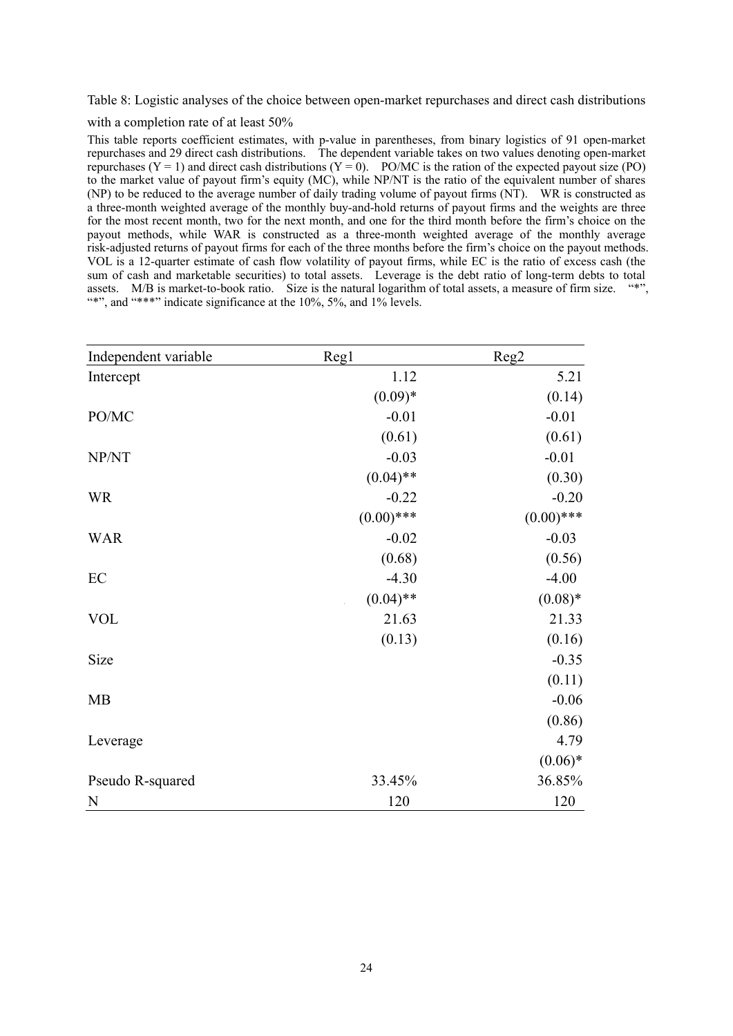Table 8: Logistic analyses of the choice between open-market repurchases and direct cash distributions with a completion rate of at least 50%

This table reports coefficient estimates, with p-value in parentheses, from binary logistics of 91 open-market repurchases and 29 direct cash distributions. The dependent variable takes on two values denoting open-market repurchases ($Y = 1$) and direct cash distributions ($Y = 0$). PO/MC is the ration of the expected payout size (PO) to the market value of payout firm's equity (MC), while NP/NT is the ratio of the equivalent number of shares (NP) to be reduced to the average number of daily trading volume of payout firms (NT). WR is constructed as a three-month weighted average of the monthly buy-and-hold returns of payout firms and the weights are three for the most recent month, two for the next month, and one for the third month before the firm's choice on the payout methods, while WAR is constructed as a three-month weighted average of the monthly average risk-adjusted returns of payout firms for each of the three months before the firm's choice on the payout methods. VOL is a 12-quarter estimate of cash flow volatility of payout firms, while EC is the ratio of excess cash (the sum of cash and marketable securities) to total assets. Leverage is the debt ratio of long-term debts to total assets. M/B is market-to-book ratio. Size is the natural logarithm of total assets, a measure of firm size. "*", "*", and "***" indicate significance at the 10%, 5%, and 1% levels.

| Independent variable | Reg1 | Reg2 |
|---|---|---|
| Intercept | 1.12 | 5.21 |
| | (0.09)* | (0.14) |
| PO/MC | -0.01 | -0.01 |
| | (0.61) | (0.61) |
| NP/NT | -0.03 | -0.01 |
| | (0.04)** | (0.30) |
| WR | -0.22 | -0.20 |
| | (0.00)*** | (0.00)*** |
| WAR | -0.02 | -0.03 |
| | (0.68) | (0.56) |
| EC | -4.30 | -4.00 |
| | (0.04)** | (0.08)* |
| VOL | 21.63 | 21.33 |
| | (0.13) | (0.16) |
| Size | | -0.35 |
| | | (0.11) |
| MB | | -0.06 |
| | | (0.86) |
| Leverage | | 4.79 |
| | | (0.06)* |
| Pseudo R-squared | 33.45% | 36.85% |
| N | 120 | 120 |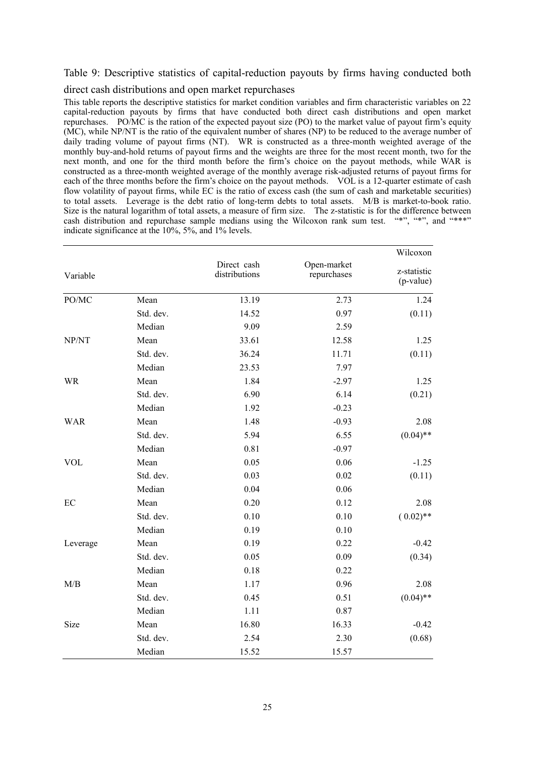Table 9: Descriptive statistics of capital-reduction payouts by firms having conducted both direct cash distributions and open market repurchases

This table reports the descriptive statistics for market condition variables and firm characteristic variables on 22 capital-reduction payouts by firms that have conducted both direct cash distributions and open market repurchases. PO/MC is the ration of the expected payout size (PO) to the market value of payout firm's equity (MC), while NP/NT is the ratio of the equivalent number of shares (NP) to be reduced to the average number of daily trading volume of payout firms (NT). WR is constructed as a three-month weighted average of the monthly buy-and-hold returns of payout firms and the weights are three for the most recent month, two for the next month, and one for the third month before the firm's choice on the payout methods, while WAR is constructed as a three-month weighted average of the monthly average risk-adjusted returns of payout firms for each of the three months before the firm's choice on the payout methods. VOL is a 12-quarter estimate of cash flow volatility of payout firms, while EC is the ratio of excess cash (the sum of cash and marketable securities) to total assets. Leverage is the debt ratio of long-term debts to total assets. M/B is market-to-book ratio. Size is the natural logarithm of total assets, a measure of firm size. The z-statistic is for the difference between cash distribution and repurchase sample medians using the Wilcoxon rank sum test. "*", "*", and "***" indicate significance at the 10%, 5%, and 1% levels.

| Variable | | Direct cash distributions | Open-market repurchases | Wilcoxon z-statistic (p-value) |
|---|---|---|---|---|
| PO/MC | Mean | 13.19 | 2.73 | 1.24 |
| | Std. dev. | 14.52 | 0.97 | (0.11) |
| | Median | 9.09 | 2.59 | |
| NP/NT | Mean | 33.61 | 12.58 | 1.25 |
| | Std. dev. | 36.24 | 11.71 | (0.11) |
| | Median | 23.53 | 7.97 | |
| WR | Mean | 1.84 | -2.97 | 1.25 |
| | Std. dev. | 6.90 | 6.14 | (0.21) |
| | Median | 1.92 | -0.23 | |
| WAR | Mean | 1.48 | -0.93 | 2.08 |
| | Std. dev. | 5.94 | 6.55 | (0.04)** |
| | Median | 0.81 | -0.97 | |
| VOL | Mean | 0.05 | 0.06 | -1.25 |
| | Std. dev. | 0.03 | 0.02 | (0.11) |
| | Median | 0.04 | 0.06 | |
| EC | Mean | 0.20 | 0.12 | 2.08 |
| | Std. dev. | 0.10 | 0.10 | ( 0.02)** |
| | Median | 0.19 | 0.10 | |
| Leverage | Mean | 0.19 | 0.22 | -0.42 |
| | Std. dev. | 0.05 | 0.09 | (0.34) |
| | Median | 0.18 | 0.22 | |
| M/B | Mean | 1.17 | 0.96 | 2.08 |
| | Std. dev. | 0.45 | 0.51 | (0.04)** |
| | Median | 1.11 | 0.87 | |
| Size | Mean | 16.80 | 16.33 | -0.42 |
| | Std. dev. | 2.54 | 2.30 | (0.68) |
| | Median | 15.52 | 15.57 | |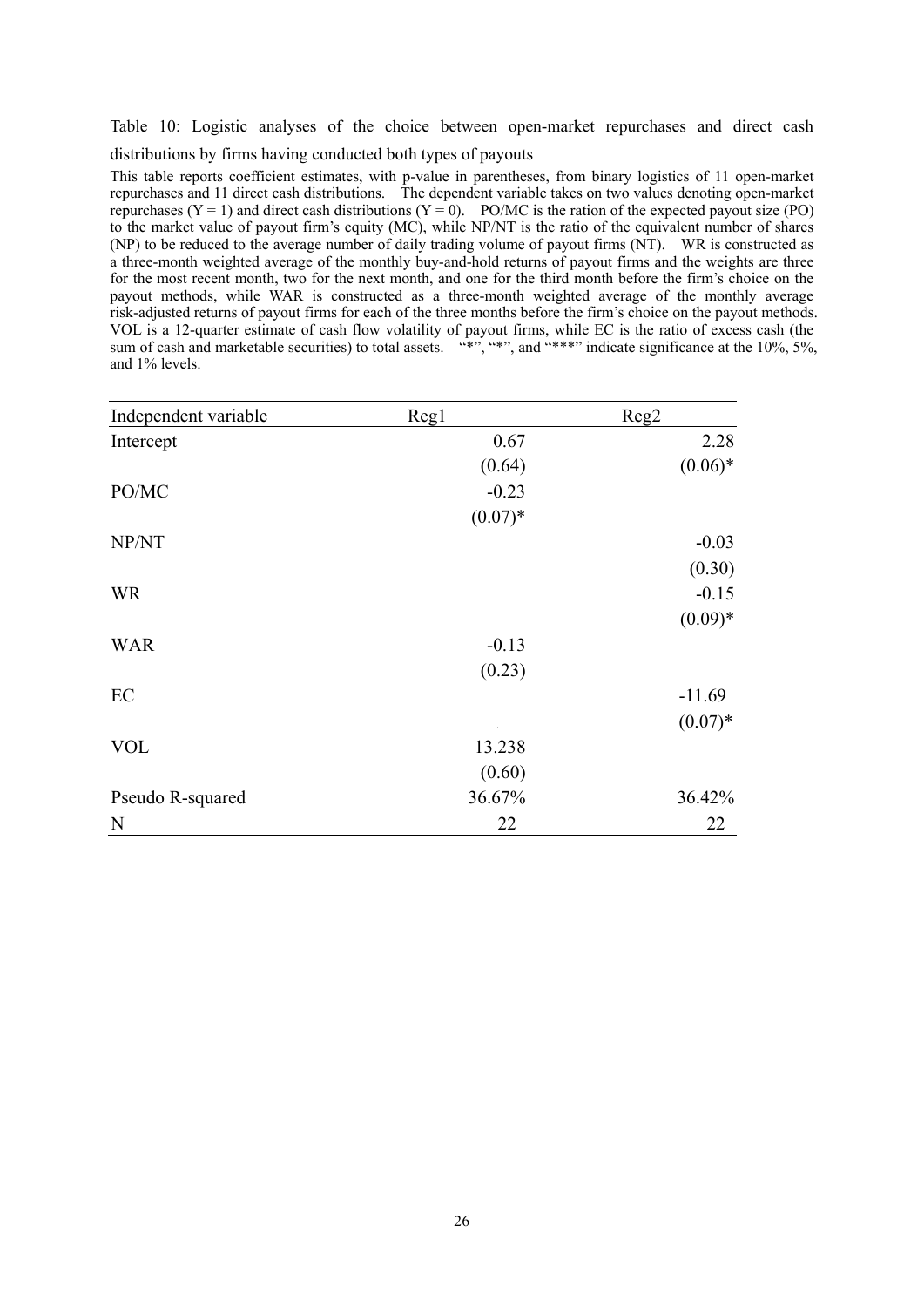Table 10: Logistic analyses of the choice between open-market repurchases and direct cash distributions by firms having conducted both types of payouts

This table reports coefficient estimates, with p-value in parentheses, from binary logistics of 11 open-market repurchases and 11 direct cash distributions. The dependent variable takes on two values denoting open-market repurchases (Y = 1) and direct cash distributions (Y = 0). PO/MC is the ration of the expected payout size (PO) to the market value of payout firm's equity (MC), while NP/NT is the ratio of the equivalent number of shares (NP) to be reduced to the average number of daily trading volume of payout firms (NT). WR is constructed as a three-month weighted average of the monthly buy-and-hold returns of payout firms and the weights are three for the most recent month, two for the next month, and one for the third month before the firm's choice on the payout methods, while WAR is constructed as a three-month weighted average of the monthly average risk-adjusted returns of payout firms for each of the three months before the firm's choice on the payout methods. VOL is a 12-quarter estimate of cash flow volatility of payout firms, while EC is the ratio of excess cash (the sum of cash and marketable securities) to total assets. "*", "*", and "***" indicate significance at the 10%, 5%, and 1% levels.

| Independent variable | Reg1 | Reg2 |
|---|---|---|
| Intercept | 0.67 | 2.28 |
| | (0.64) | (0.06)* |
| PO/MC | -0.23 | |
| | (0.07)* | |
| NP/NT | | -0.03 |
| | | (0.30) |
| WR | | -0.15 |
| | | (0.09)* |
| WAR | -0.13 | |
| | (0.23) | |
| EC | | -11.69 |
| | | (0.07)* |
| VOL | 13.238 | |
| | (0.60) | |
| Pseudo R-squared | 36.67% | 36.42% |
| N | 22 | 22 |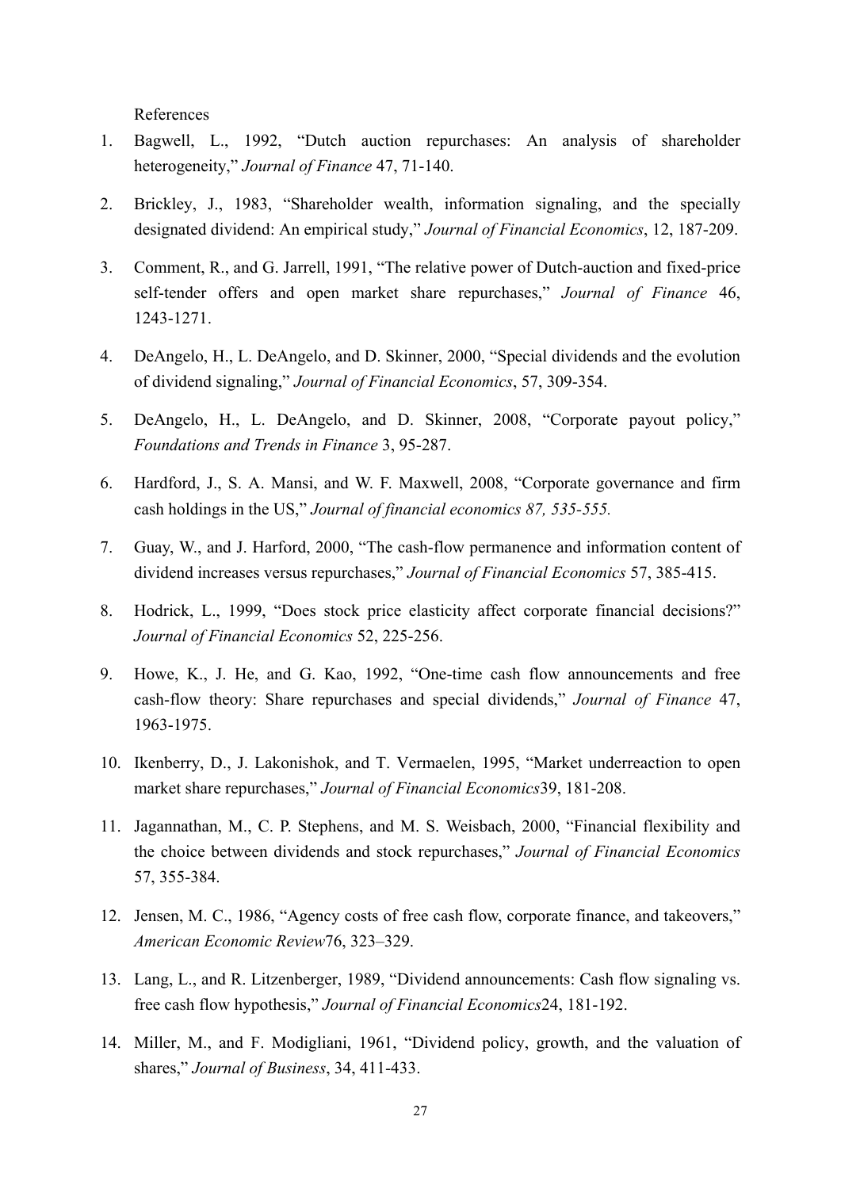References

1. Bagwell, L., 1992, "Dutch auction repurchases: An analysis of shareholder heterogeneity," *Journal of Finance* 47, 71-140.
2. Brickley, J., 1983, "Shareholder wealth, information signaling, and the specially designated dividend: An empirical study," *Journal of Financial Economics*, 12, 187-209.
3. Comment, R., and G. Jarrell, 1991, "The relative power of Dutch-auction and fixed-price self-tender offers and open market share repurchases," *Journal of Finance* 46, 1243-1271.
4. DeAngelo, H., L. DeAngelo, and D. Skinner, 2000, "Special dividends and the evolution of dividend signaling," *Journal of Financial Economics*, 57, 309-354.
5. DeAngelo, H., L. DeAngelo, and D. Skinner, 2008, "Corporate payout policy," *Foundations and Trends in Finance* 3, 95-287.
6. Hardford, J., S. A. Mansi, and W. F. Maxwell, 2008, "Corporate governance and firm cash holdings in the US," *Journal of financial economics 87, 535-555.*
7. Guay, W., and J. Harford, 2000, "The cash-flow permanence and information content of dividend increases versus repurchases," *Journal of Financial Economics* 57, 385-415.
8. Hodrick, L., 1999, "Does stock price elasticity affect corporate financial decisions?" *Journal of Financial Economics* 52, 225-256.
9. Howe, K., J. He, and G. Kao, 1992, "One-time cash flow announcements and free cash-flow theory: Share repurchases and special dividends," *Journal of Finance* 47, 1963-1975.
10. Ikenberry, D., J. Lakonishok, and T. Vermaelen, 1995, "Market underreaction to open market share repurchases," *Journal of Financial Economics*39, 181-208.
11. Jagannathan, M., C. P. Stephens, and M. S. Weisbach, 2000, "Financial flexibility and the choice between dividends and stock repurchases," *Journal of Financial Economics* 57, 355-384.
12. Jensen, M. C., 1986, "Agency costs of free cash flow, corporate finance, and takeovers," *American Economic Review*76, 323–329.
13. Lang, L., and R. Litzenberger, 1989, "Dividend announcements: Cash flow signaling vs. free cash flow hypothesis," *Journal of Financial Economics*24, 181-192.
14. Miller, M., and F. Modigliani, 1961, "Dividend policy, growth, and the valuation of shares," *Journal of Business*, 34, 411-433.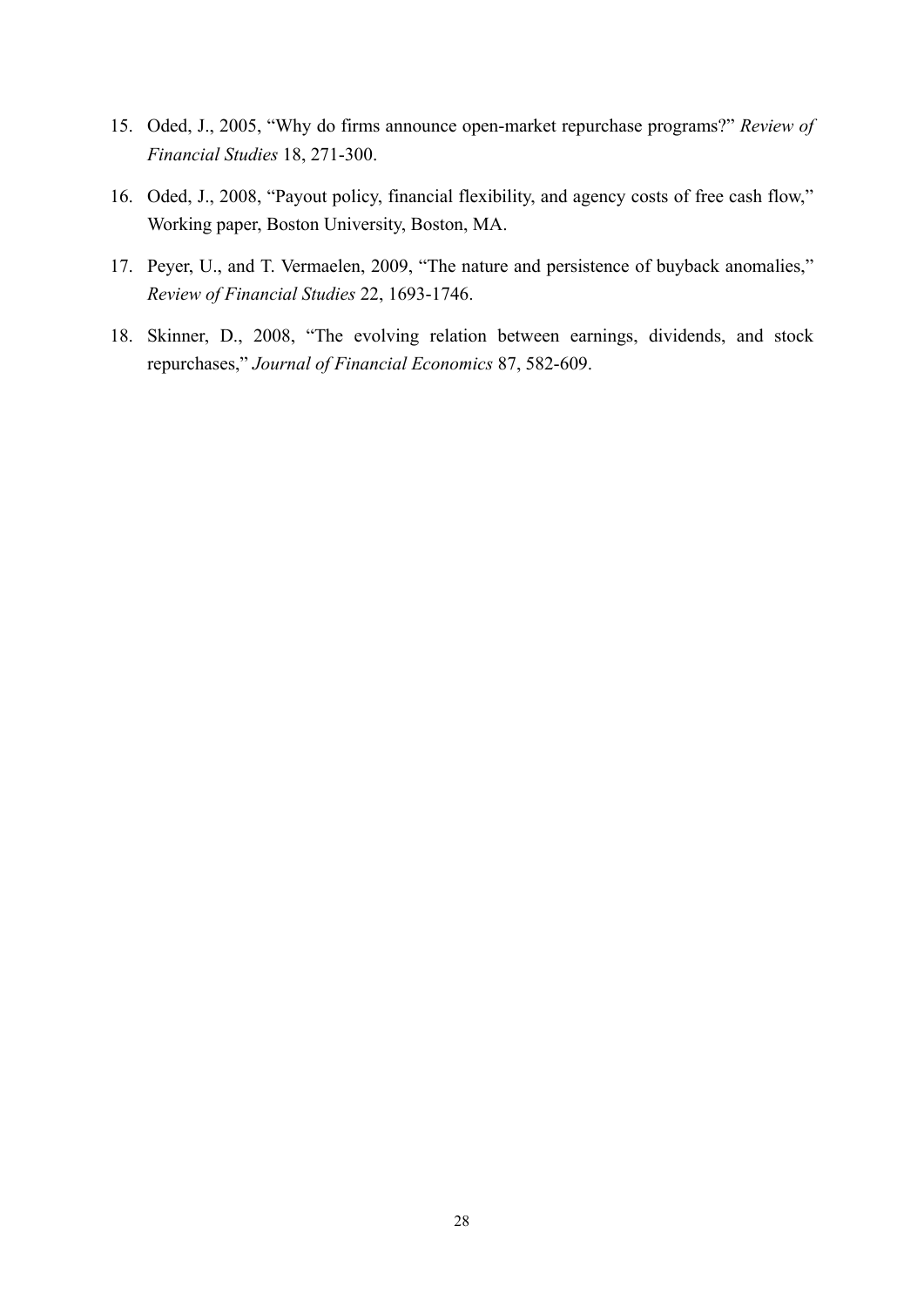15. Oded, J., 2005, "Why do firms announce open-market repurchase programs?" *Review of Financial Studies* 18, 271-300.

16. Oded, J., 2008, "Payout policy, financial flexibility, and agency costs of free cash flow," Working paper, Boston University, Boston, MA.

17. Peyer, U., and T. Vermaelen, 2009, "The nature and persistence of buyback anomalies," *Review of Financial Studies* 22, 1693-1746.

18. Skinner, D., 2008, "The evolving relation between earnings, dividends, and stock repurchases," *Journal of Financial Economics* 87, 582-609.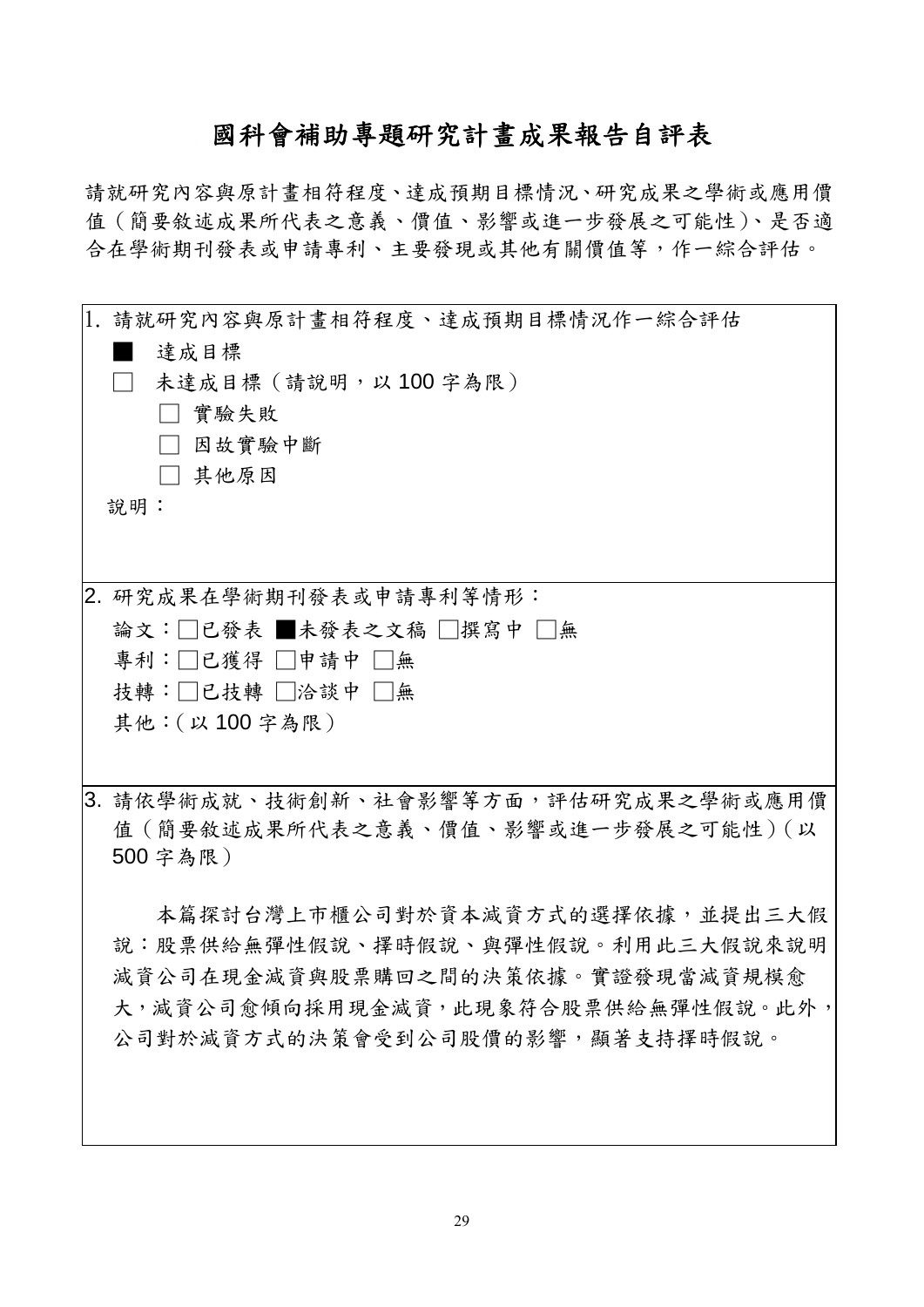# 國科會補助專題研究計畫成果報告自評表

請就研究內容與原計畫相符程度、達成預期目標情況、研究成果之學術或應用價值（簡要敘述成果所代表之意義、價值、影響或進一步發展之可能性）、是否適合在學術期刊發表或申請專利、主要發現或其他有關價值等，作一綜合評估。

1. 請就研究內容與原計畫相符程度、達成預期目標情況作一綜合評估

■ 達成目標

□ 未達成目標（請說明，以 100 字為限）

　□ 實驗失敗

　□ 因故實驗中斷

　□ 其他原因

說明：

2. 研究成果在學術期刊發表或申請專利等情形：

論文：□已發表 ■未發表之文稿 □撰寫中 □無

專利：□已獲得 □申請中 □無

技轉：□已技轉 □洽談中 □無

其他：（以 100 字為限）

3. 請依學術成就、技術創新、社會影響等方面，評估研究成果之學術或應用價值（簡要敘述成果所代表之意義、價值、影響或進一步發展之可能性）（以 500 字為限）

本篇探討台灣上市櫃公司對於資本減資方式的選擇依據，並提出三大假說：股票供給無彈性假說、擇時假說、與彈性假說。利用此三大假說來說明減資公司在現金減資與股票購回之間的決策依據。實證發現當減資規模愈大，減資公司愈傾向採用現金減資，此現象符合股票供給無彈性假說。此外，公司對於減資方式的決策會受到公司股價的影響，顯著支持擇時假說。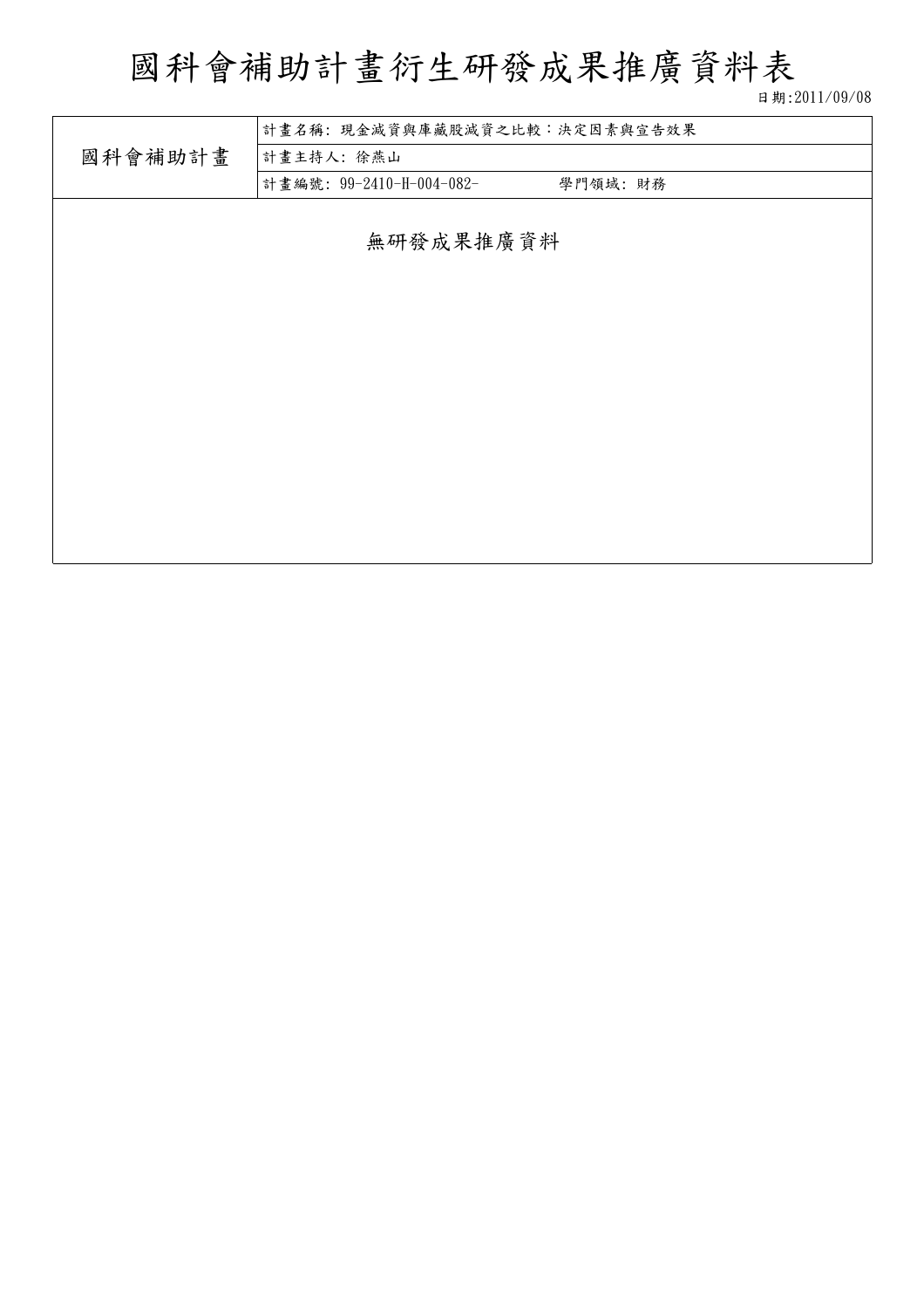# 國科會補助計畫衍生研發成果推廣資料表

日期:2011/09/08

| 國科會補助計畫 | 計畫名稱: 現金減資與庫藏股減資之比較：決定因素與宣告效果 |
|---|---|
| | 計畫主持人: 徐燕山 |
| | 計畫編號: 99-2410-H-004-082- 學門領域: 財務 |

無研發成果推廣資料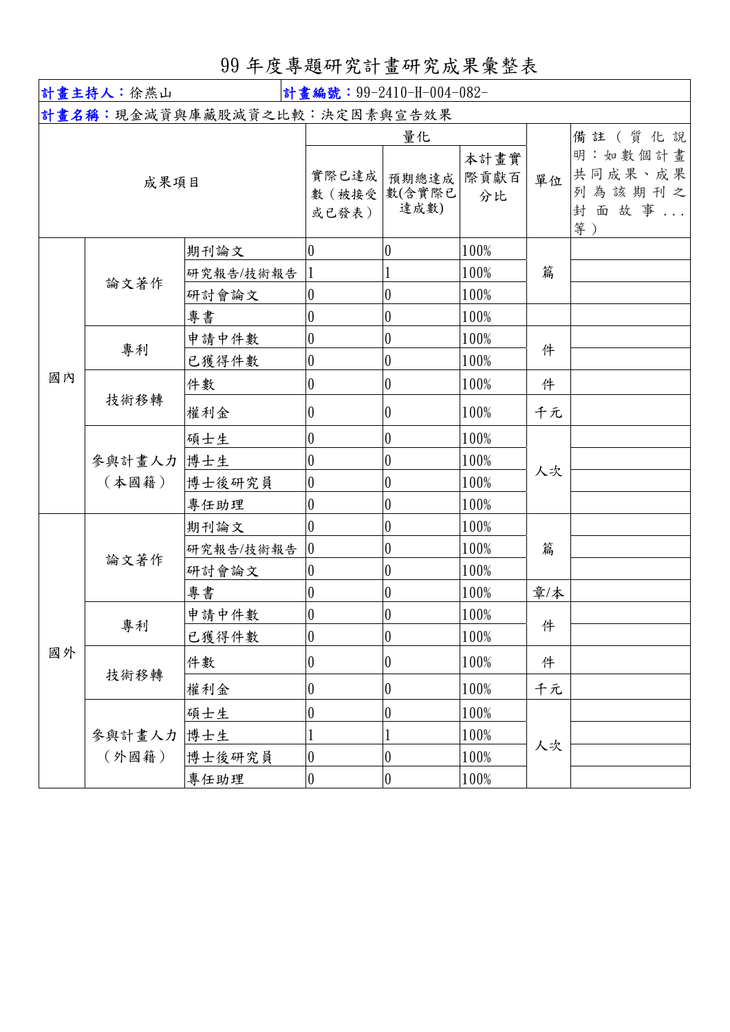# 99 年度專題研究計畫研究成果彙整表

| **計畫主持人**：徐燕山 | | | **計畫編號**：99-2410-H-004-082- | | | | |
|---|---|---|---|---|---|---|---|
| **計畫名稱**：現金減資與庫藏股減資之比較：決定因素與宣告效果 | | | | | | | |
| 成果項目 | | | 量化 | | | 單位 | 備註（質化說明：如數個計畫共同成果、成果列為該期刊之封面故事...等） |
| | | | 實際已達成數（被接受或已發表） | 預期總達成數(含實際已達成數) | 本計畫實際貢獻百分比 | | |
| 國內 | 論文著作 | 期刊論文 | 0 | 0 | 100% | 篇 | |
| | | 研究報告/技術報告 | 1 | 1 | 100% | | |
| | | 研討會論文 | 0 | 0 | 100% | | |
| | | 專書 | 0 | 0 | 100% | | |
| | 專利 | 申請中件數 | 0 | 0 | 100% | 件 | |
| | | 已獲得件數 | 0 | 0 | 100% | | |
| | 技術移轉 | 件數 | 0 | 0 | 100% | 件 | |
| | | 權利金 | 0 | 0 | 100% | 千元 | |
| | 參與計畫人力（本國籍） | 碩士生 | 0 | 0 | 100% | 人次 | |
| | | 博士生 | 0 | 0 | 100% | | |
| | | 博士後研究員 | 0 | 0 | 100% | | |
| | | 專任助理 | 0 | 0 | 100% | | |
| 國外 | 論文著作 | 期刊論文 | 0 | 0 | 100% | 篇 | |
| | | 研究報告/技術報告 | 0 | 0 | 100% | | |
| | | 研討會論文 | 0 | 0 | 100% | | |
| | | 專書 | 0 | 0 | 100% | 章/本 | |
| | 專利 | 申請中件數 | 0 | 0 | 100% | 件 | |
| | | 已獲得件數 | 0 | 0 | 100% | | |
| | 技術移轉 | 件數 | 0 | 0 | 100% | 件 | |
| | | 權利金 | 0 | 0 | 100% | 千元 | |
| | 參與計畫人力（外國籍） | 碩士生 | 0 | 0 | 100% | 人次 | |
| | | 博士生 | 1 | 1 | 100% | | |
| | | 博士後研究員 | 0 | 0 | 100% | | |
| | | 專任助理 | 0 | 0 | 100% | | |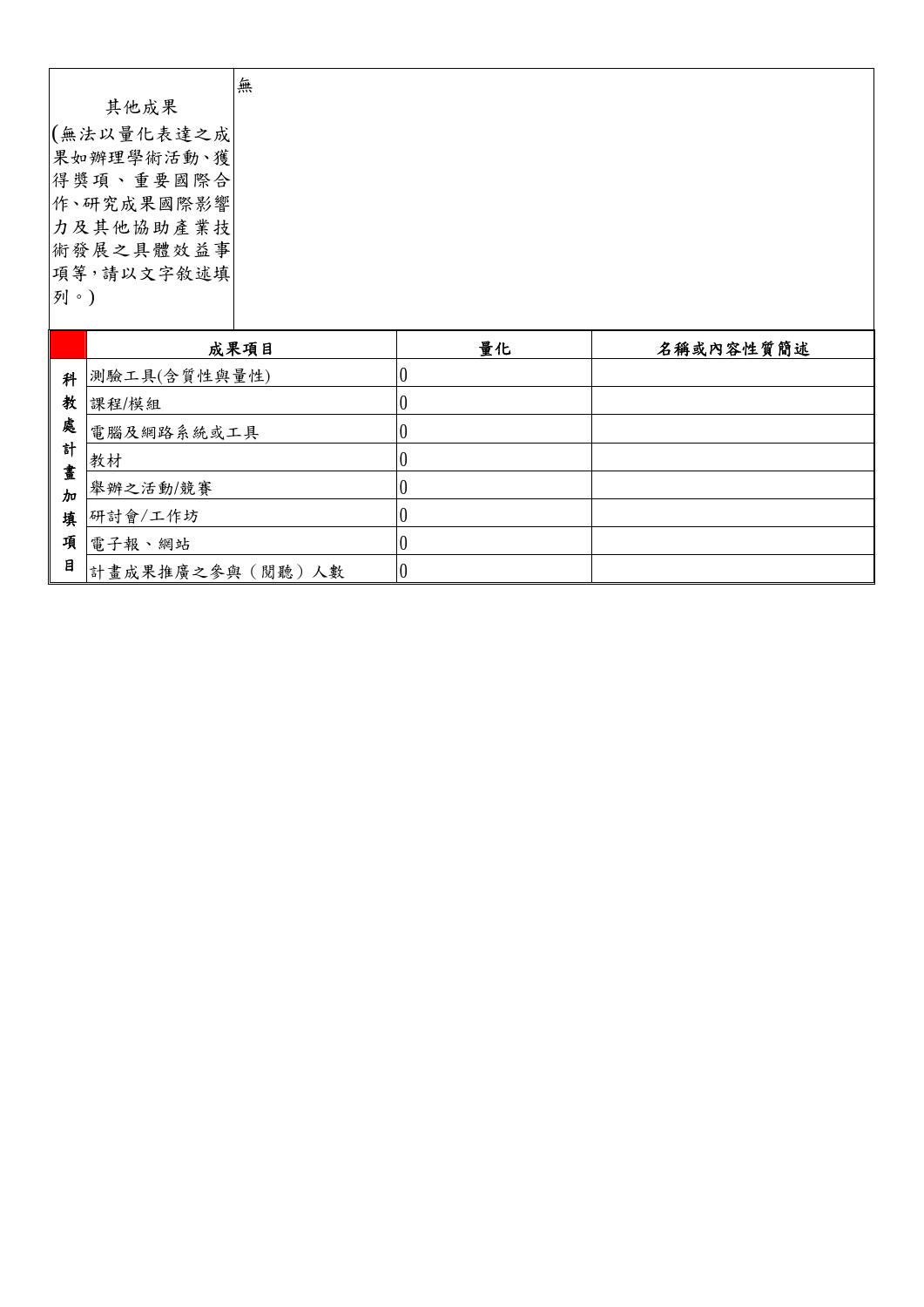| 其他成果<br>(無法以量化表達之成果如辦理學術活動、獲得獎項、重要國際合作、研究成果國際影響力及其他協助產業技術發展之具體效益事項等，請以文字敘述填列。) | 無 |
|---|---|

| | 成果項目 | 量化 | 名稱或內容性質簡述 |
|---|---|---|---|
| 科教處計畫加填項目 | 測驗工具(含質性與量性) | 0 | |
| | 課程/模組 | 0 | |
| | 電腦及網路系統或工具 | 0 | |
| | 教材 | 0 | |
| | 舉辦之活動/競賽 | 0 | |
| | 研討會/工作坊 | 0 | |
| | 電子報、網站 | 0 | |
| | 計畫成果推廣之參與（閱聽）人數 | 0 | |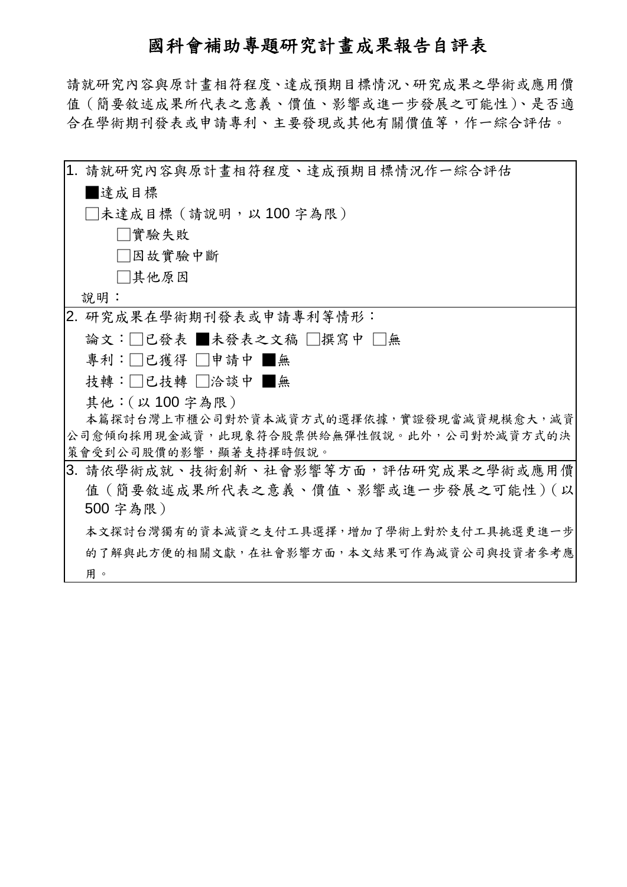# 國科會補助專題研究計畫成果報告自評表

請就研究內容與原計畫相符程度、達成預期目標情況、研究成果之學術或應用價值（簡要敘述成果所代表之意義、價值、影響或進一步發展之可能性）、是否適合在學術期刊發表或申請專利、主要發現或其他有關價值等，作一綜合評估。

1. 請就研究內容與原計畫相符程度、達成預期目標情況作一綜合評估

■達成目標

□未達成目標（請說明，以 100 字為限）

　　□實驗失敗

　　□因故實驗中斷

　　□其他原因

說明：

2. 研究成果在學術期刊發表或申請專利等情形：

論文：□已發表 ■未發表之文稿 □撰寫中 □無

專利：□已獲得 □申請中 ■無

技轉：□已技轉 □洽談中 ■無

其他：（以 100 字為限）

本篇探討台灣上市櫃公司對於資本減資方式的選擇依據，實證發現當減資規模愈大，減資公司愈傾向採用現金減資，此現象符合股票供給無彈性假說。此外，公司對於減資方式的決策會受到公司股價的影響，顯著支持擇時假說。

3. 請依學術成就、技術創新、社會影響等方面，評估研究成果之學術或應用價值（簡要敘述成果所代表之意義、價值、影響或進一步發展之可能性）（以 500 字為限）

本文探討台灣獨有的資本減資之支付工具選擇，增加了學術上對於支付工具挑選更進一步的了解與此方便的相關文獻，在社會影響方面，本文結果可作為減資公司與投資者參考應用。